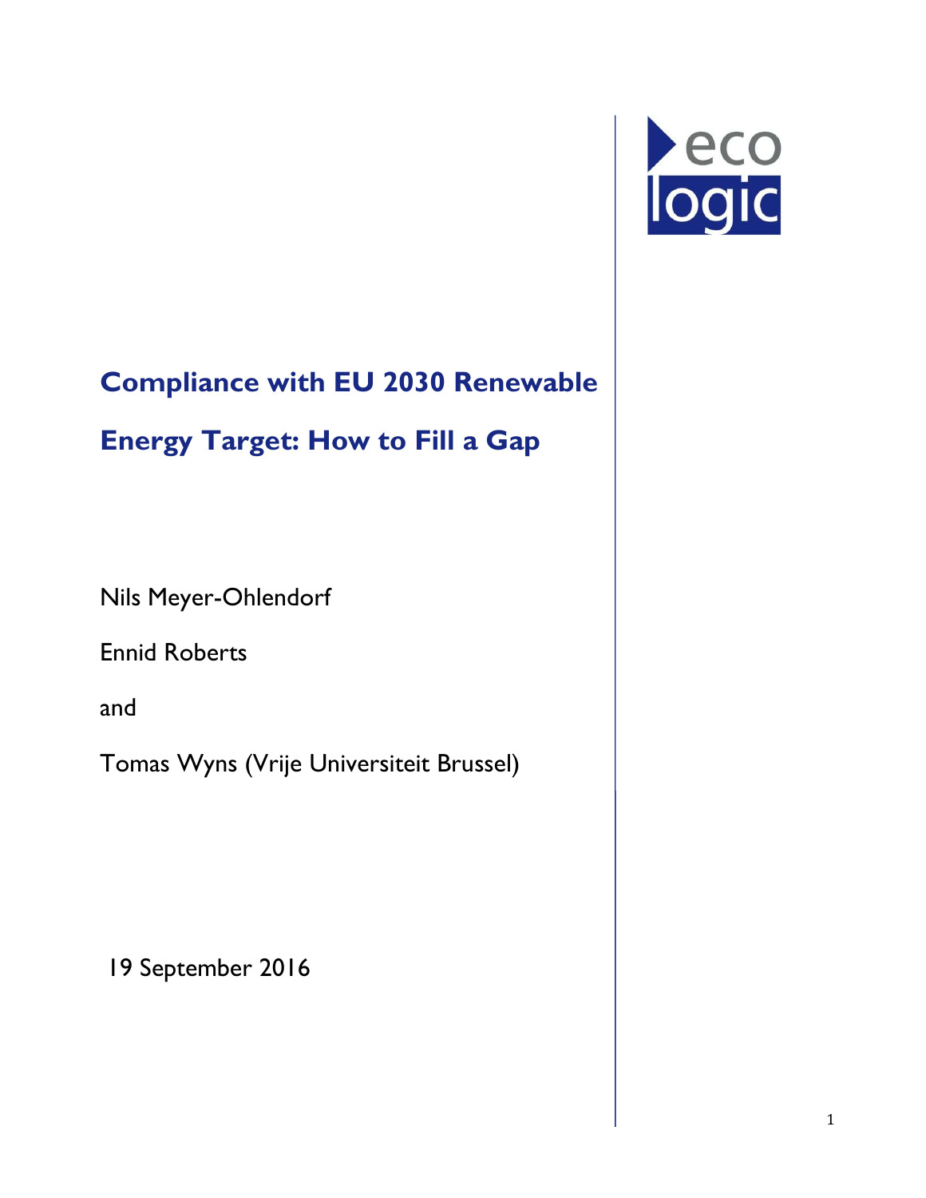# Compliance with EU 2030 Renewable Energy Target: How to Fill a Gap

Nils Meyer-Ohlendorf

Ennid Roberts

and

Tomas Wyns (Vrije Universiteit Brussel)

19 September 2016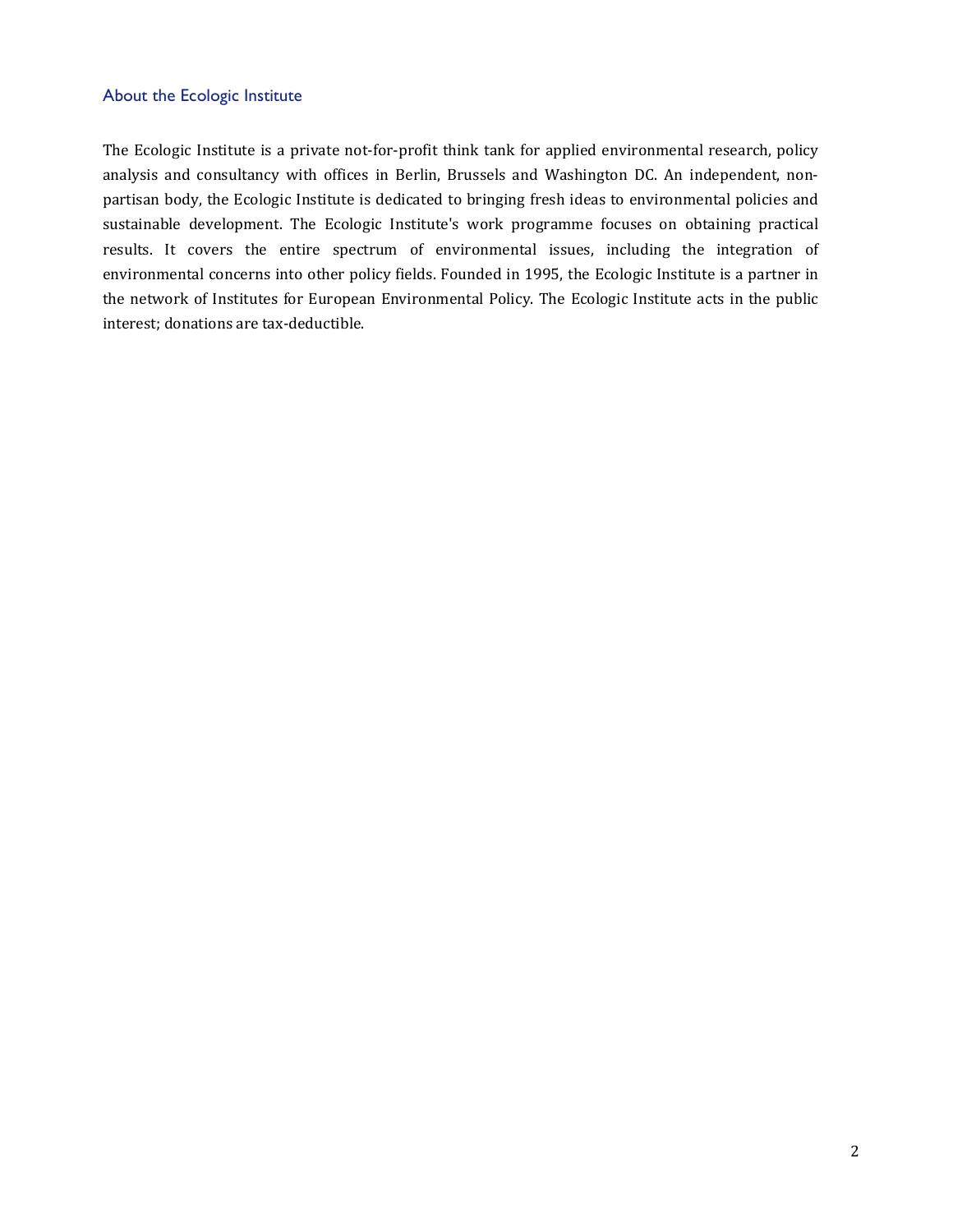## About the Ecologic Institute

The Ecologic Institute is a private not-for-profit think tank for applied environmental research, policy analysis and consultancy with offices in Berlin, Brussels and Washington DC. An independent, non-partisan body, the Ecologic Institute is dedicated to bringing fresh ideas to environmental policies and sustainable development. The Ecologic Institute's work programme focuses on obtaining practical results. It covers the entire spectrum of environmental issues, including the integration of environmental concerns into other policy fields. Founded in 1995, the Ecologic Institute is a partner in the network of Institutes for European Environmental Policy. The Ecologic Institute acts in the public interest; donations are tax-deductible.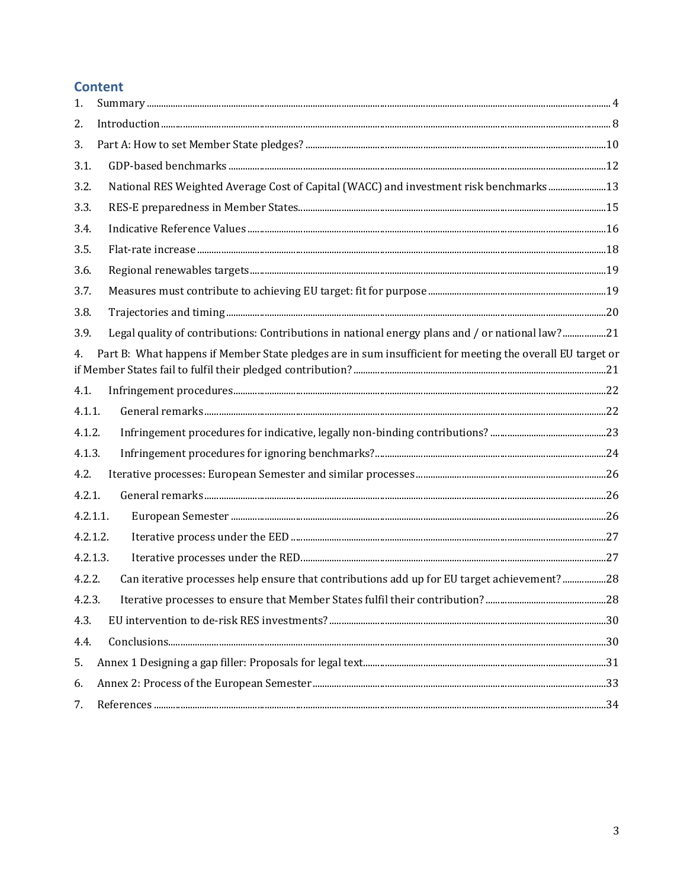## Content

1. Summary ... 4
2. Introduction ... 8
3. Part A: How to set Member State pledges? ... 10
3.1. GDP-based benchmarks ... 12
3.2. National RES Weighted Average Cost of Capital (WACC) and investment risk benchmarks ... 13
3.3. RES-E preparedness in Member States ... 15
3.4. Indicative Reference Values ... 16
3.5. Flat-rate increase ... 18
3.6. Regional renewables targets ... 19
3.7. Measures must contribute to achieving EU target: fit for purpose ... 19
3.8. Trajectories and timing ... 20
3.9. Legal quality of contributions: Contributions in national energy plans and / or national law? ... 21
4. Part B: What happens if Member State pledges are in sum insufficient for meeting the overall EU target or if Member States fail to fulfil their pledged contribution? ... 21
4.1. Infringement procedures ... 22
4.1.1. General remarks ... 22
4.1.2. Infringement procedures for indicative, legally non-binding contributions? ... 23
4.1.3. Infringement procedures for ignoring benchmarks? ... 24
4.2. Iterative processes: European Semester and similar processes ... 26
4.2.1. General remarks ... 26
4.2.1.1. European Semester ... 26
4.2.1.2. Iterative process under the EED ... 27
4.2.1.3. Iterative processes under the RED ... 27
4.2.2. Can iterative processes help ensure that contributions add up for EU target achievement? ... 28
4.2.3. Iterative processes to ensure that Member States fulfil their contribution? ... 28
4.3. EU intervention to de-risk RES investments? ... 30
4.4. Conclusions ... 30
5. Annex 1 Designing a gap filler: Proposals for legal text ... 31
6. Annex 2: Process of the European Semester ... 33
7. References ... 34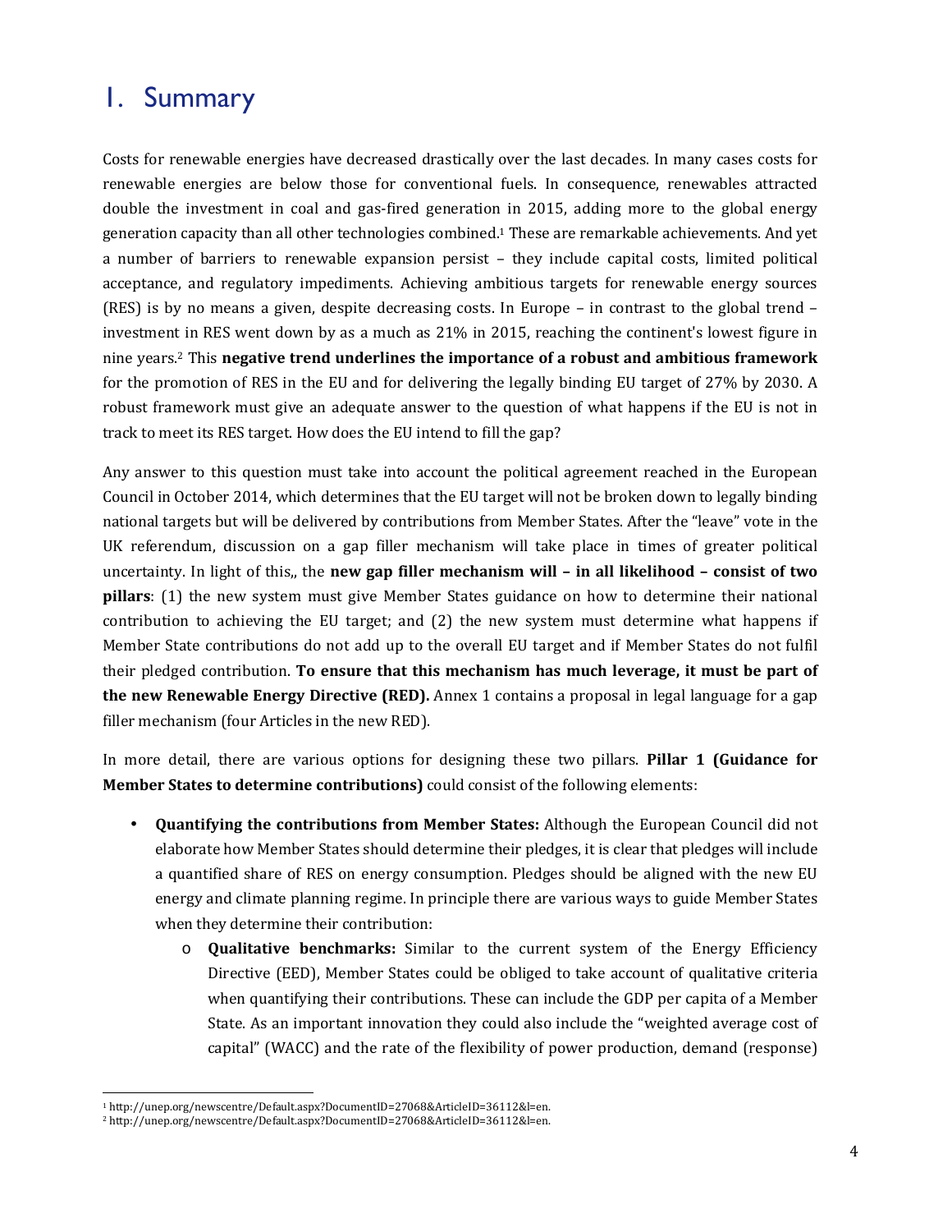# 1. Summary

Costs for renewable energies have decreased drastically over the last decades. In many cases costs for renewable energies are below those for conventional fuels. In consequence, renewables attracted double the investment in coal and gas-fired generation in 2015, adding more to the global energy generation capacity than all other technologies combined.[1] These are remarkable achievements. And yet a number of barriers to renewable expansion persist – they include capital costs, limited political acceptance, and regulatory impediments. Achieving ambitious targets for renewable energy sources (RES) is by no means a given, despite decreasing costs. In Europe – in contrast to the global trend – investment in RES went down by as a much as 21% in 2015, reaching the continent's lowest figure in nine years.[2] This **negative trend underlines the importance of a robust and ambitious framework** for the promotion of RES in the EU and for delivering the legally binding EU target of 27% by 2030. A robust framework must give an adequate answer to the question of what happens if the EU is not in track to meet its RES target. How does the EU intend to fill the gap?

Any answer to this question must take into account the political agreement reached in the European Council in October 2014, which determines that the EU target will not be broken down to legally binding national targets but will be delivered by contributions from Member States. After the "leave" vote in the UK referendum, discussion on a gap filler mechanism will take place in times of greater political uncertainty. In light of this,, the **new gap filler mechanism will – in all likelihood – consist of two pillars**: (1) the new system must give Member States guidance on how to determine their national contribution to achieving the EU target; and (2) the new system must determine what happens if Member State contributions do not add up to the overall EU target and if Member States do not fulfil their pledged contribution. **To ensure that this mechanism has much leverage, it must be part of the new Renewable Energy Directive (RED).** Annex 1 contains a proposal in legal language for a gap filler mechanism (four Articles in the new RED).

In more detail, there are various options for designing these two pillars. **Pillar 1 (Guidance for Member States to determine contributions)** could consist of the following elements:

- **Quantifying the contributions from Member States:** Although the European Council did not elaborate how Member States should determine their pledges, it is clear that pledges will include a quantified share of RES on energy consumption. Pledges should be aligned with the new EU energy and climate planning regime. In principle there are various ways to guide Member States when they determine their contribution:
  - **Qualitative benchmarks:** Similar to the current system of the Energy Efficiency Directive (EED), Member States could be obliged to take account of qualitative criteria when quantifying their contributions. These can include the GDP per capita of a Member State. As an important innovation they could also include the "weighted average cost of capital" (WACC) and the rate of the flexibility of power production, demand (response)

[1] http://unep.org/newscentre/Default.aspx?DocumentID=27068&ArticleID=36112&l=en.
[2] http://unep.org/newscentre/Default.aspx?DocumentID=27068&ArticleID=36112&l=en.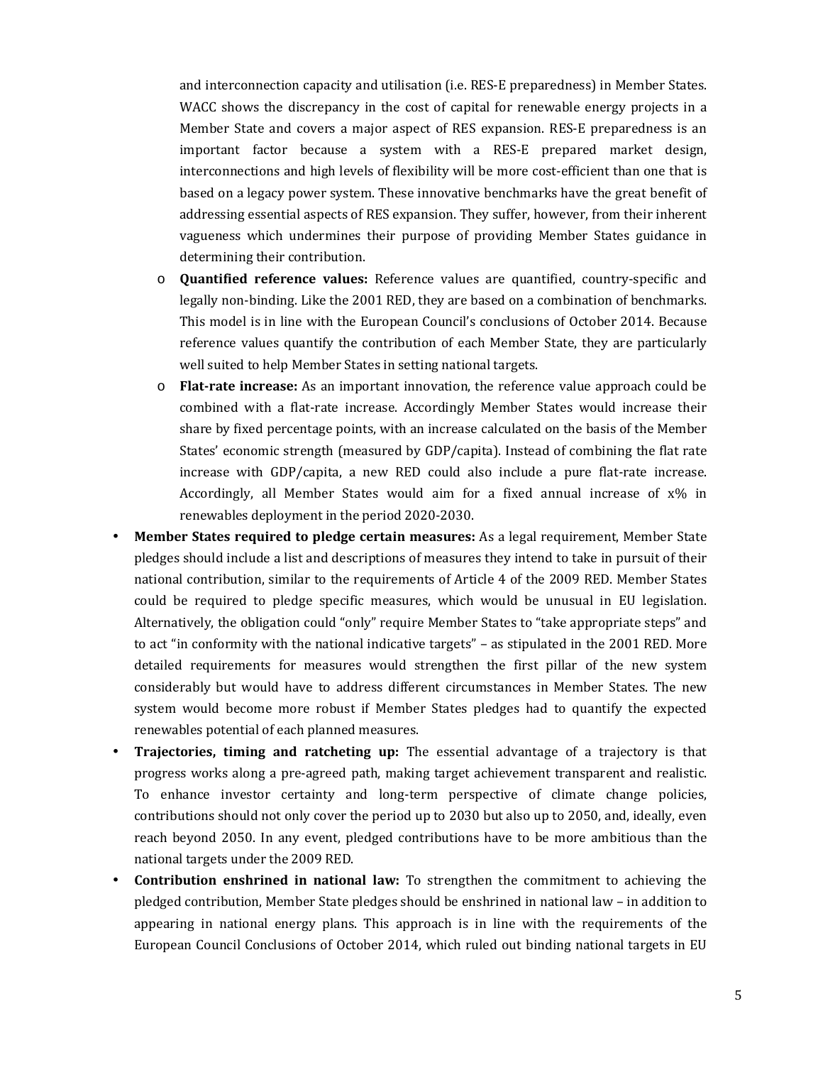and interconnection capacity and utilisation (i.e. RES-E preparedness) in Member States. WACC shows the discrepancy in the cost of capital for renewable energy projects in a Member State and covers a major aspect of RES expansion. RES-E preparedness is an important factor because a system with a RES-E prepared market design, interconnections and high levels of flexibility will be more cost-efficient than one that is based on a legacy power system. These innovative benchmarks have the great benefit of addressing essential aspects of RES expansion. They suffer, however, from their inherent vagueness which undermines their purpose of providing Member States guidance in determining their contribution.

  - **Quantified reference values:** Reference values are quantified, country-specific and legally non-binding. Like the 2001 RED, they are based on a combination of benchmarks. This model is in line with the European Council's conclusions of October 2014. Because reference values quantify the contribution of each Member State, they are particularly well suited to help Member States in setting national targets.
  - **Flat-rate increase:** As an important innovation, the reference value approach could be combined with a flat-rate increase. Accordingly Member States would increase their share by fixed percentage points, with an increase calculated on the basis of the Member States' economic strength (measured by GDP/capita). Instead of combining the flat rate increase with GDP/capita, a new RED could also include a pure flat-rate increase. Accordingly, all Member States would aim for a fixed annual increase of x% in renewables deployment in the period 2020-2030.

- **Member States required to pledge certain measures:** As a legal requirement, Member State pledges should include a list and descriptions of measures they intend to take in pursuit of their national contribution, similar to the requirements of Article 4 of the 2009 RED. Member States could be required to pledge specific measures, which would be unusual in EU legislation. Alternatively, the obligation could "only" require Member States to "take appropriate steps" and to act "in conformity with the national indicative targets" – as stipulated in the 2001 RED. More detailed requirements for measures would strengthen the first pillar of the new system considerably but would have to address different circumstances in Member States. The new system would become more robust if Member States pledges had to quantify the expected renewables potential of each planned measures.
- **Trajectories, timing and ratcheting up:** The essential advantage of a trajectory is that progress works along a pre-agreed path, making target achievement transparent and realistic. To enhance investor certainty and long-term perspective of climate change policies, contributions should not only cover the period up to 2030 but also up to 2050, and, ideally, even reach beyond 2050. In any event, pledged contributions have to be more ambitious than the national targets under the 2009 RED.
- **Contribution enshrined in national law:** To strengthen the commitment to achieving the pledged contribution, Member State pledges should be enshrined in national law – in addition to appearing in national energy plans. This approach is in line with the requirements of the European Council Conclusions of October 2014, which ruled out binding national targets in EU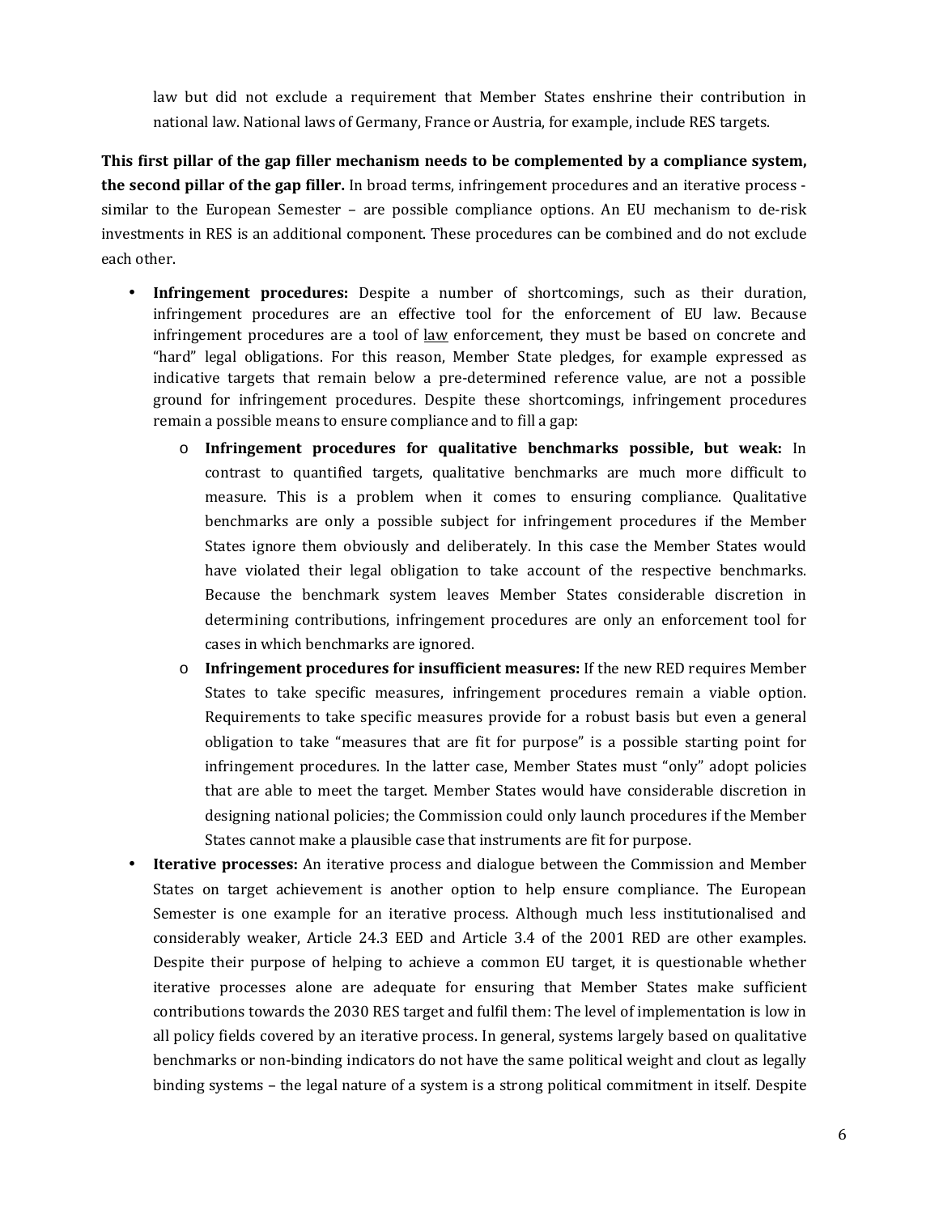law but did not exclude a requirement that Member States enshrine their contribution in national law. National laws of Germany, France or Austria, for example, include RES targets.

**This first pillar of the gap filler mechanism needs to be complemented by a compliance system, the second pillar of the gap filler.** In broad terms, infringement procedures and an iterative process - similar to the European Semester – are possible compliance options. An EU mechanism to de-risk investments in RES is an additional component. These procedures can be combined and do not exclude each other.

- **Infringement procedures:** Despite a number of shortcomings, such as their duration, infringement procedures are an effective tool for the enforcement of EU law. Because infringement procedures are a tool of law enforcement, they must be based on concrete and "hard" legal obligations. For this reason, Member State pledges, for example expressed as indicative targets that remain below a pre-determined reference value, are not a possible ground for infringement procedures. Despite these shortcomings, infringement procedures remain a possible means to ensure compliance and to fill a gap:
  - **Infringement procedures for qualitative benchmarks possible, but weak:** In contrast to quantified targets, qualitative benchmarks are much more difficult to measure. This is a problem when it comes to ensuring compliance. Qualitative benchmarks are only a possible subject for infringement procedures if the Member States ignore them obviously and deliberately. In this case the Member States would have violated their legal obligation to take account of the respective benchmarks. Because the benchmark system leaves Member States considerable discretion in determining contributions, infringement procedures are only an enforcement tool for cases in which benchmarks are ignored.
  - **Infringement procedures for insufficient measures:** If the new RED requires Member States to take specific measures, infringement procedures remain a viable option. Requirements to take specific measures provide for a robust basis but even a general obligation to take "measures that are fit for purpose" is a possible starting point for infringement procedures. In the latter case, Member States must "only" adopt policies that are able to meet the target. Member States would have considerable discretion in designing national policies; the Commission could only launch procedures if the Member States cannot make a plausible case that instruments are fit for purpose.
- **Iterative processes:** An iterative process and dialogue between the Commission and Member States on target achievement is another option to help ensure compliance. The European Semester is one example for an iterative process. Although much less institutionalised and considerably weaker, Article 24.3 EED and Article 3.4 of the 2001 RED are other examples. Despite their purpose of helping to achieve a common EU target, it is questionable whether iterative processes alone are adequate for ensuring that Member States make sufficient contributions towards the 2030 RES target and fulfil them: The level of implementation is low in all policy fields covered by an iterative process. In general, systems largely based on qualitative benchmarks or non-binding indicators do not have the same political weight and clout as legally binding systems – the legal nature of a system is a strong political commitment in itself. Despite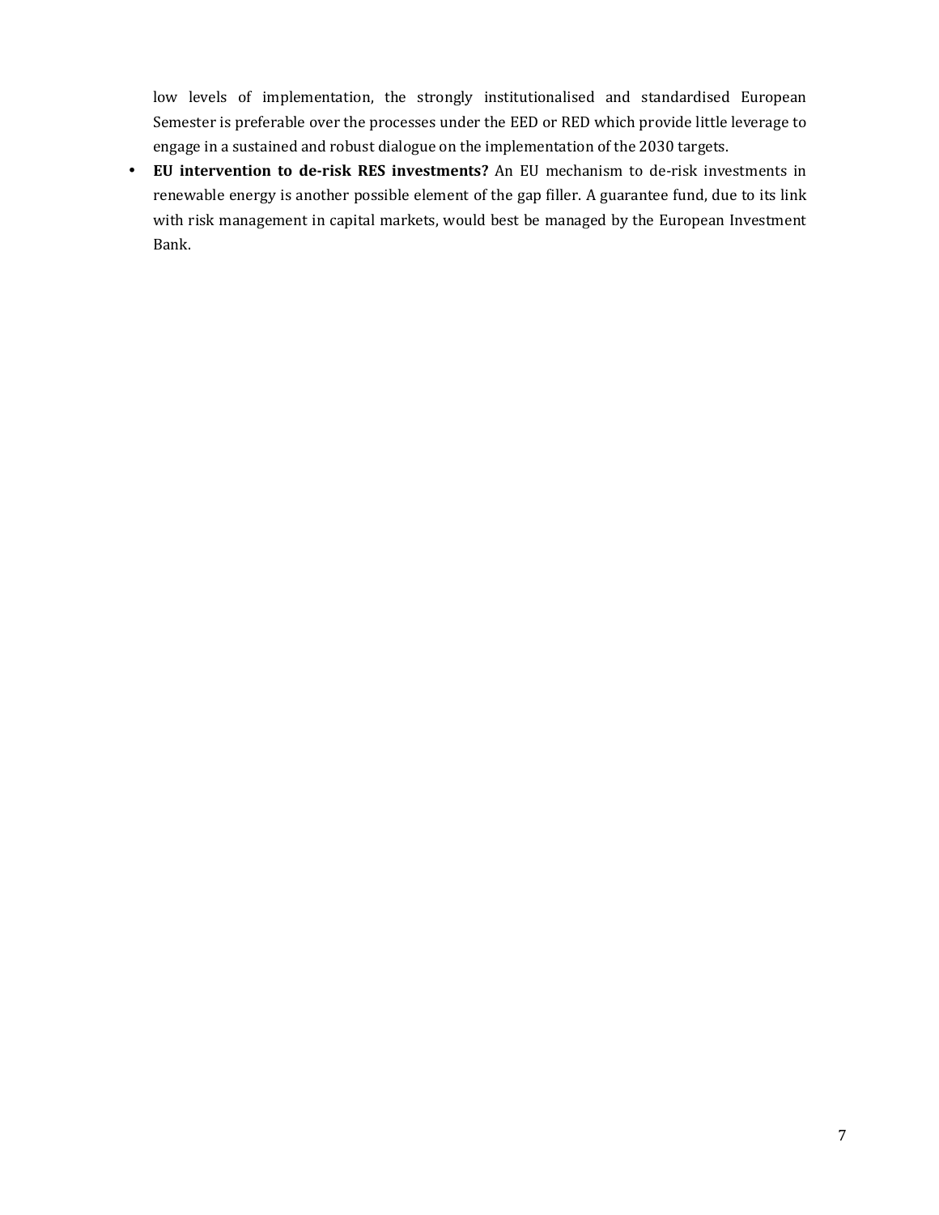low levels of implementation, the strongly institutionalised and standardised European Semester is preferable over the processes under the EED or RED which provide little leverage to engage in a sustained and robust dialogue on the implementation of the 2030 targets.

- **EU intervention to de-risk RES investments?** An EU mechanism to de-risk investments in renewable energy is another possible element of the gap filler. A guarantee fund, due to its link with risk management in capital markets, would best be managed by the European Investment Bank.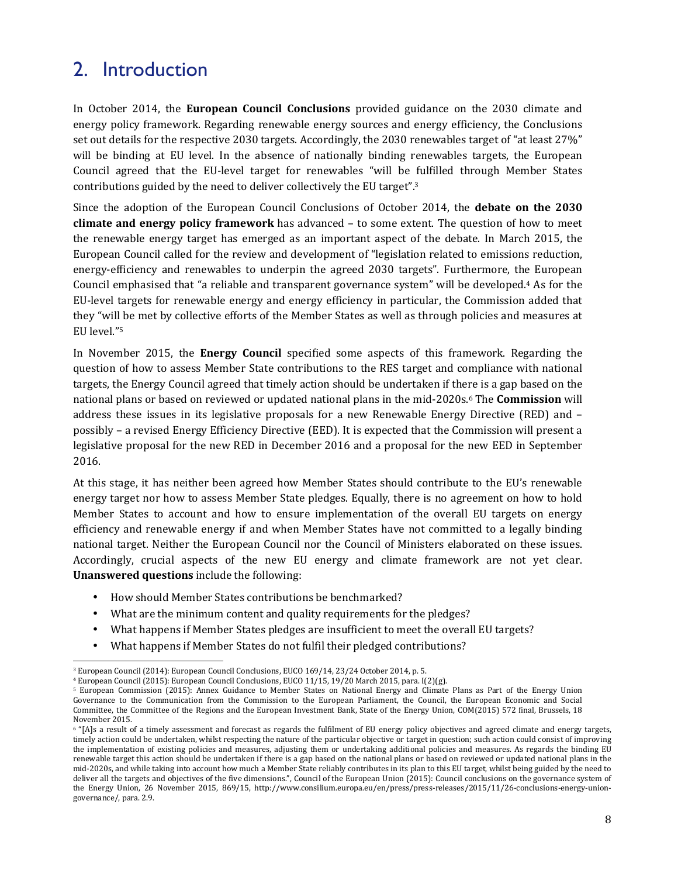## 2. Introduction

In October 2014, the **European Council Conclusions** provided guidance on the 2030 climate and energy policy framework. Regarding renewable energy sources and energy efficiency, the Conclusions set out details for the respective 2030 targets. Accordingly, the 2030 renewables target of "at least 27%" will be binding at EU level. In the absence of nationally binding renewables targets, the European Council agreed that the EU-level target for renewables "will be fulfilled through Member States contributions guided by the need to deliver collectively the EU target".[3]

Since the adoption of the European Council Conclusions of October 2014, the **debate on the 2030 climate and energy policy framework** has advanced – to some extent. The question of how to meet the renewable energy target has emerged as an important aspect of the debate. In March 2015, the European Council called for the review and development of "legislation related to emissions reduction, energy-efficiency and renewables to underpin the agreed 2030 targets". Furthermore, the European Council emphasised that "a reliable and transparent governance system" will be developed.[4] As for the EU-level targets for renewable energy and energy efficiency in particular, the Commission added that they "will be met by collective efforts of the Member States as well as through policies and measures at EU level."[5]

In November 2015, the **Energy Council** specified some aspects of this framework. Regarding the question of how to assess Member State contributions to the RES target and compliance with national targets, the Energy Council agreed that timely action should be undertaken if there is a gap based on the national plans or based on reviewed or updated national plans in the mid-2020s.[6] The **Commission** will address these issues in its legislative proposals for a new Renewable Energy Directive (RED) and – possibly – a revised Energy Efficiency Directive (EED). It is expected that the Commission will present a legislative proposal for the new RED in December 2016 and a proposal for the new EED in September 2016.

At this stage, it has neither been agreed how Member States should contribute to the EU's renewable energy target nor how to assess Member State pledges. Equally, there is no agreement on how to hold Member States to account and how to ensure implementation of the overall EU targets on energy efficiency and renewable energy if and when Member States have not committed to a legally binding national target. Neither the European Council nor the Council of Ministers elaborated on these issues. Accordingly, crucial aspects of the new EU energy and climate framework are not yet clear. **Unanswered questions** include the following:

- How should Member States contributions be benchmarked?
- What are the minimum content and quality requirements for the pledges?
- What happens if Member States pledges are insufficient to meet the overall EU targets?
- What happens if Member States do not fulfil their pledged contributions?

---

[3] European Council (2014): European Council Conclusions, EUCO 169/14, 23/24 October 2014, p. 5.

[4] European Council (2015): European Council Conclusions, EUCO 11/15, 19/20 March 2015, para. I(2)(g).

[5] European Commission (2015): Annex Guidance to Member States on National Energy and Climate Plans as Part of the Energy Union Governance to the Communication from the Commission to the European Parliament, the Council, the European Economic and Social Committee, the Committee of the Regions and the European Investment Bank, State of the Energy Union, COM(2015) 572 final, Brussels, 18 November 2015.

[6] "[A]s a result of a timely assessment and forecast as regards the fulfilment of EU energy policy objectives and agreed climate and energy targets, timely action could be undertaken, whilst respecting the nature of the particular objective or target in question; such action could consist of improving the implementation of existing policies and measures, adjusting them or undertaking additional policies and measures. As regards the binding EU renewable target this action should be undertaken if there is a gap based on the national plans or based on reviewed or updated national plans in the mid-2020s, and while taking into account how much a Member State reliably contributes in its plan to this EU target, whilst being guided by the need to deliver all the targets and objectives of the five dimensions.", Council of the European Union (2015): Council conclusions on the governance system of the Energy Union, 26 November 2015, 869/15, http://www.consilium.europa.eu/en/press/press-releases/2015/11/26-conclusions-energy-union-governance/, para. 2.9.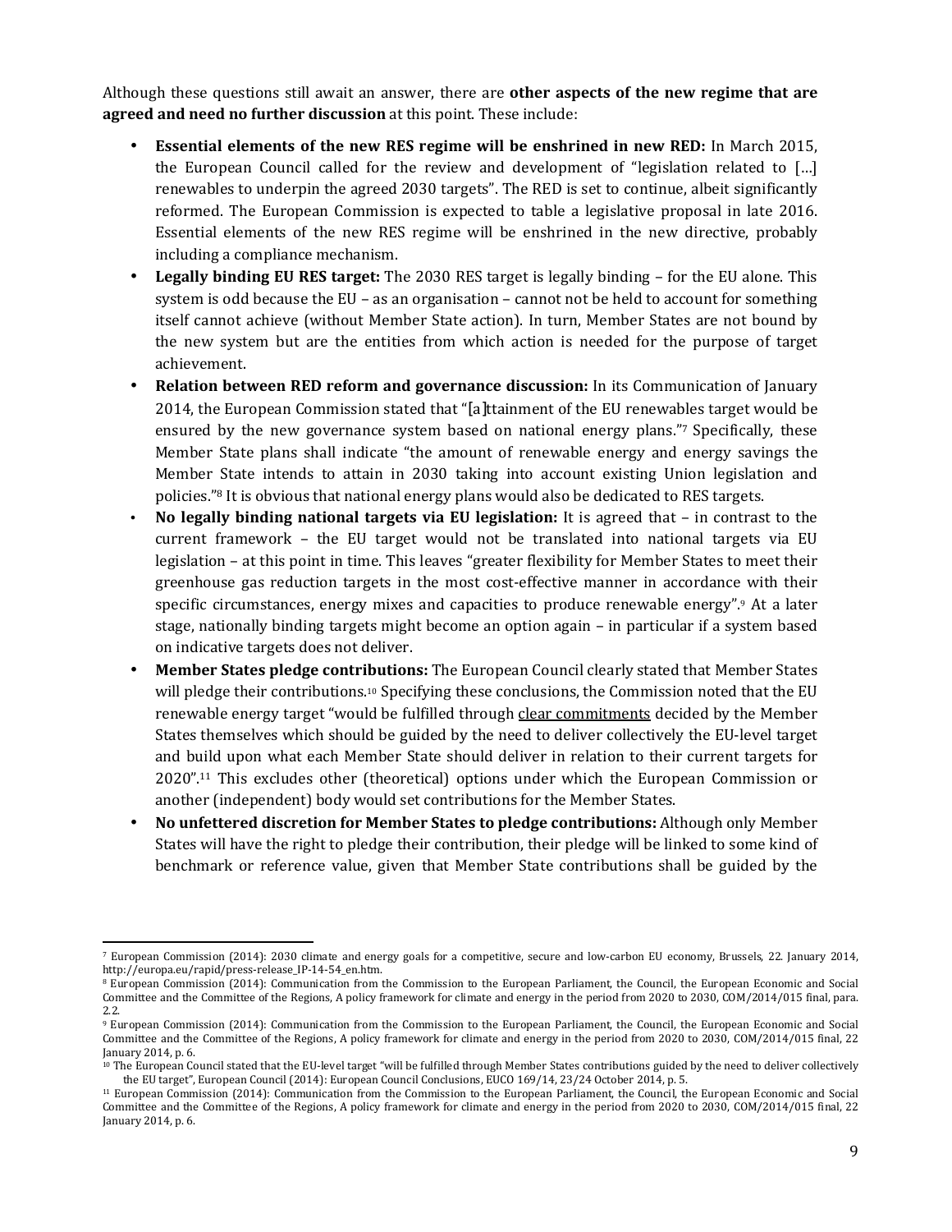Although these questions still await an answer, there are **other aspects of the new regime that are agreed and need no further discussion** at this point. These include:

- **Essential elements of the new RES regime will be enshrined in new RED:** In March 2015, the European Council called for the review and development of "legislation related to […] renewables to underpin the agreed 2030 targets". The RED is set to continue, albeit significantly reformed. The European Commission is expected to table a legislative proposal in late 2016. Essential elements of the new RES regime will be enshrined in the new directive, probably including a compliance mechanism.
- **Legally binding EU RES target:** The 2030 RES target is legally binding – for the EU alone. This system is odd because the EU – as an organisation – cannot not be held to account for something itself cannot achieve (without Member State action). In turn, Member States are not bound by the new system but are the entities from which action is needed for the purpose of target achievement.
- **Relation between RED reform and governance discussion:** In its Communication of January 2014, the European Commission stated that "[a]ttainment of the EU renewables target would be ensured by the new governance system based on national energy plans."[7] Specifically, these Member State plans shall indicate "the amount of renewable energy and energy savings the Member State intends to attain in 2030 taking into account existing Union legislation and policies."[8] It is obvious that national energy plans would also be dedicated to RES targets.
- **No legally binding national targets via EU legislation:** It is agreed that – in contrast to the current framework – the EU target would not be translated into national targets via EU legislation – at this point in time. This leaves "greater flexibility for Member States to meet their greenhouse gas reduction targets in the most cost-effective manner in accordance with their specific circumstances, energy mixes and capacities to produce renewable energy".[9] At a later stage, nationally binding targets might become an option again – in particular if a system based on indicative targets does not deliver.
- **Member States pledge contributions:** The European Council clearly stated that Member States will pledge their contributions.[10] Specifying these conclusions, the Commission noted that the EU renewable energy target "would be fulfilled through <u>clear commitments</u> decided by the Member States themselves which should be guided by the need to deliver collectively the EU-level target and build upon what each Member State should deliver in relation to their current targets for 2020".[11] This excludes other (theoretical) options under which the European Commission or another (independent) body would set contributions for the Member States.
- **No unfettered discretion for Member States to pledge contributions:** Although only Member States will have the right to pledge their contribution, their pledge will be linked to some kind of benchmark or reference value, given that Member State contributions shall be guided by the

---

[7] European Commission (2014): 2030 climate and energy goals for a competitive, secure and low-carbon EU economy, Brussels, 22. January 2014, http://europa.eu/rapid/press-release_IP-14-54_en.htm.

[8] European Commission (2014): Communication from the Commission to the European Parliament, the Council, the European Economic and Social Committee and the Committee of the Regions, A policy framework for climate and energy in the period from 2020 to 2030, COM/2014/015 final, para. 2.2.

[9] European Commission (2014): Communication from the Commission to the European Parliament, the Council, the European Economic and Social Committee and the Committee of the Regions, A policy framework for climate and energy in the period from 2020 to 2030, COM/2014/015 final, 22 January 2014, p. 6.

[10] The European Council stated that the EU-level target "will be fulfilled through Member States contributions guided by the need to deliver collectively the EU target", European Council (2014): European Council Conclusions, EUCO 169/14, 23/24 October 2014, p. 5.

[11] European Commission (2014): Communication from the Commission to the European Parliament, the Council, the European Economic and Social Committee and the Committee of the Regions, A policy framework for climate and energy in the period from 2020 to 2030, COM/2014/015 final, 22 January 2014, p. 6.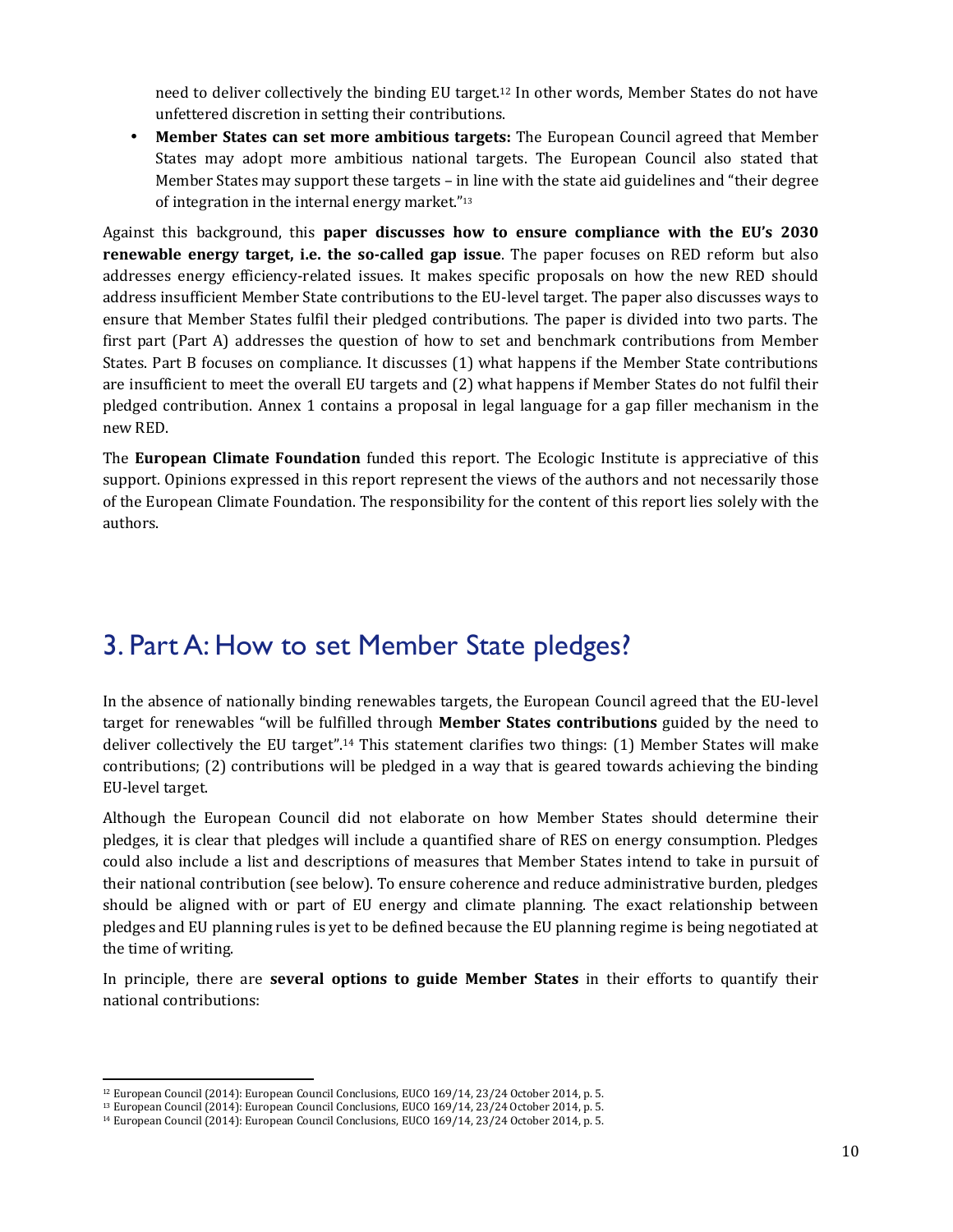need to deliver collectively the binding EU target.[12] In other words, Member States do not have unfettered discretion in setting their contributions.

- **Member States can set more ambitious targets:** The European Council agreed that Member States may adopt more ambitious national targets. The European Council also stated that Member States may support these targets – in line with the state aid guidelines and "their degree of integration in the internal energy market."[13]

Against this background, this **paper discusses how to ensure compliance with the EU's 2030 renewable energy target, i.e. the so-called gap issue**. The paper focuses on RED reform but also addresses energy efficiency-related issues. It makes specific proposals on how the new RED should address insufficient Member State contributions to the EU-level target. The paper also discusses ways to ensure that Member States fulfil their pledged contributions. The paper is divided into two parts. The first part (Part A) addresses the question of how to set and benchmark contributions from Member States. Part B focuses on compliance. It discusses (1) what happens if the Member State contributions are insufficient to meet the overall EU targets and (2) what happens if Member States do not fulfil their pledged contribution. Annex 1 contains a proposal in legal language for a gap filler mechanism in the new RED.

The **European Climate Foundation** funded this report. The Ecologic Institute is appreciative of this support. Opinions expressed in this report represent the views of the authors and not necessarily those of the European Climate Foundation. The responsibility for the content of this report lies solely with the authors.

# 3. Part A: How to set Member State pledges?

In the absence of nationally binding renewables targets, the European Council agreed that the EU-level target for renewables "will be fulfilled through **Member States contributions** guided by the need to deliver collectively the EU target".[14] This statement clarifies two things: (1) Member States will make contributions; (2) contributions will be pledged in a way that is geared towards achieving the binding EU-level target.

Although the European Council did not elaborate on how Member States should determine their pledges, it is clear that pledges will include a quantified share of RES on energy consumption. Pledges could also include a list and descriptions of measures that Member States intend to take in pursuit of their national contribution (see below). To ensure coherence and reduce administrative burden, pledges should be aligned with or part of EU energy and climate planning. The exact relationship between pledges and EU planning rules is yet to be defined because the EU planning regime is being negotiated at the time of writing.

In principle, there are **several options to guide Member States** in their efforts to quantify their national contributions:

[12] European Council (2014): European Council Conclusions, EUCO 169/14, 23/24 October 2014, p. 5.
[13] European Council (2014): European Council Conclusions, EUCO 169/14, 23/24 October 2014, p. 5.
[14] European Council (2014): European Council Conclusions, EUCO 169/14, 23/24 October 2014, p. 5.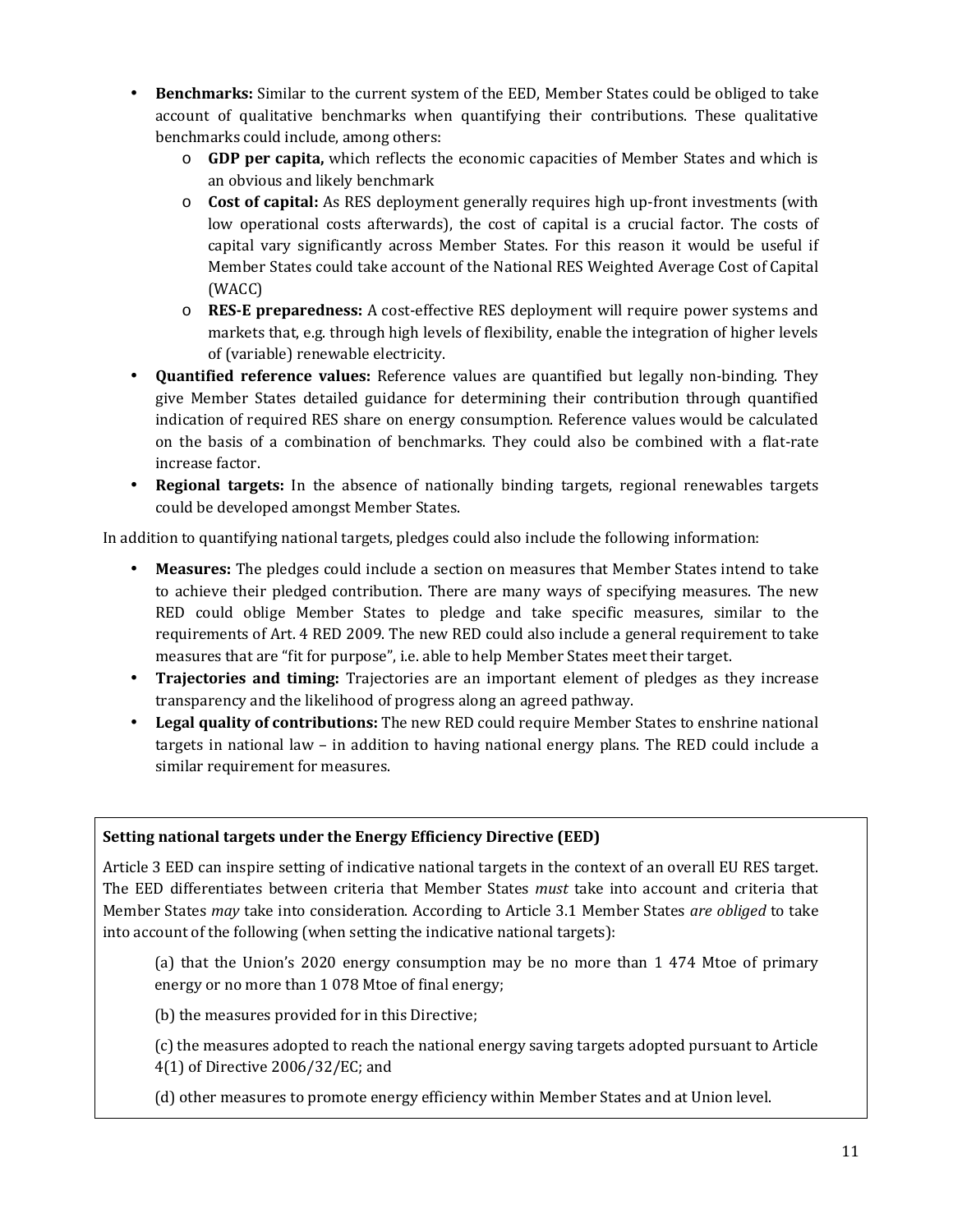- **Benchmarks:** Similar to the current system of the EED, Member States could be obliged to take account of qualitative benchmarks when quantifying their contributions. These qualitative benchmarks could include, among others:
    - **GDP per capita,** which reflects the economic capacities of Member States and which is an obvious and likely benchmark
    - **Cost of capital:** As RES deployment generally requires high up-front investments (with low operational costs afterwards), the cost of capital is a crucial factor. The costs of capital vary significantly across Member States. For this reason it would be useful if Member States could take account of the National RES Weighted Average Cost of Capital (WACC)
    - **RES-E preparedness:** A cost-effective RES deployment will require power systems and markets that, e.g. through high levels of flexibility, enable the integration of higher levels of (variable) renewable electricity.
- **Quantified reference values:** Reference values are quantified but legally non-binding. They give Member States detailed guidance for determining their contribution through quantified indication of required RES share on energy consumption. Reference values would be calculated on the basis of a combination of benchmarks. They could also be combined with a flat-rate increase factor.
- **Regional targets:** In the absence of nationally binding targets, regional renewables targets could be developed amongst Member States.

In addition to quantifying national targets, pledges could also include the following information:

- **Measures:** The pledges could include a section on measures that Member States intend to take to achieve their pledged contribution. There are many ways of specifying measures. The new RED could oblige Member States to pledge and take specific measures, similar to the requirements of Art. 4 RED 2009. The new RED could also include a general requirement to take measures that are "fit for purpose", i.e. able to help Member States meet their target.
- **Trajectories and timing:** Trajectories are an important element of pledges as they increase transparency and the likelihood of progress along an agreed pathway.
- **Legal quality of contributions:** The new RED could require Member States to enshrine national targets in national law – in addition to having national energy plans. The RED could include a similar requirement for measures.

**Setting national targets under the Energy Efficiency Directive (EED)**

Article 3 EED can inspire setting of indicative national targets in the context of an overall EU RES target. The EED differentiates between criteria that Member States *must* take into account and criteria that Member States *may* take into consideration. According to Article 3.1 Member States *are obliged* to take into account of the following (when setting the indicative national targets):

(a) that the Union's 2020 energy consumption may be no more than 1 474 Mtoe of primary energy or no more than 1 078 Mtoe of final energy;

(b) the measures provided for in this Directive;

(c) the measures adopted to reach the national energy saving targets adopted pursuant to Article 4(1) of Directive 2006/32/EC; and

(d) other measures to promote energy efficiency within Member States and at Union level.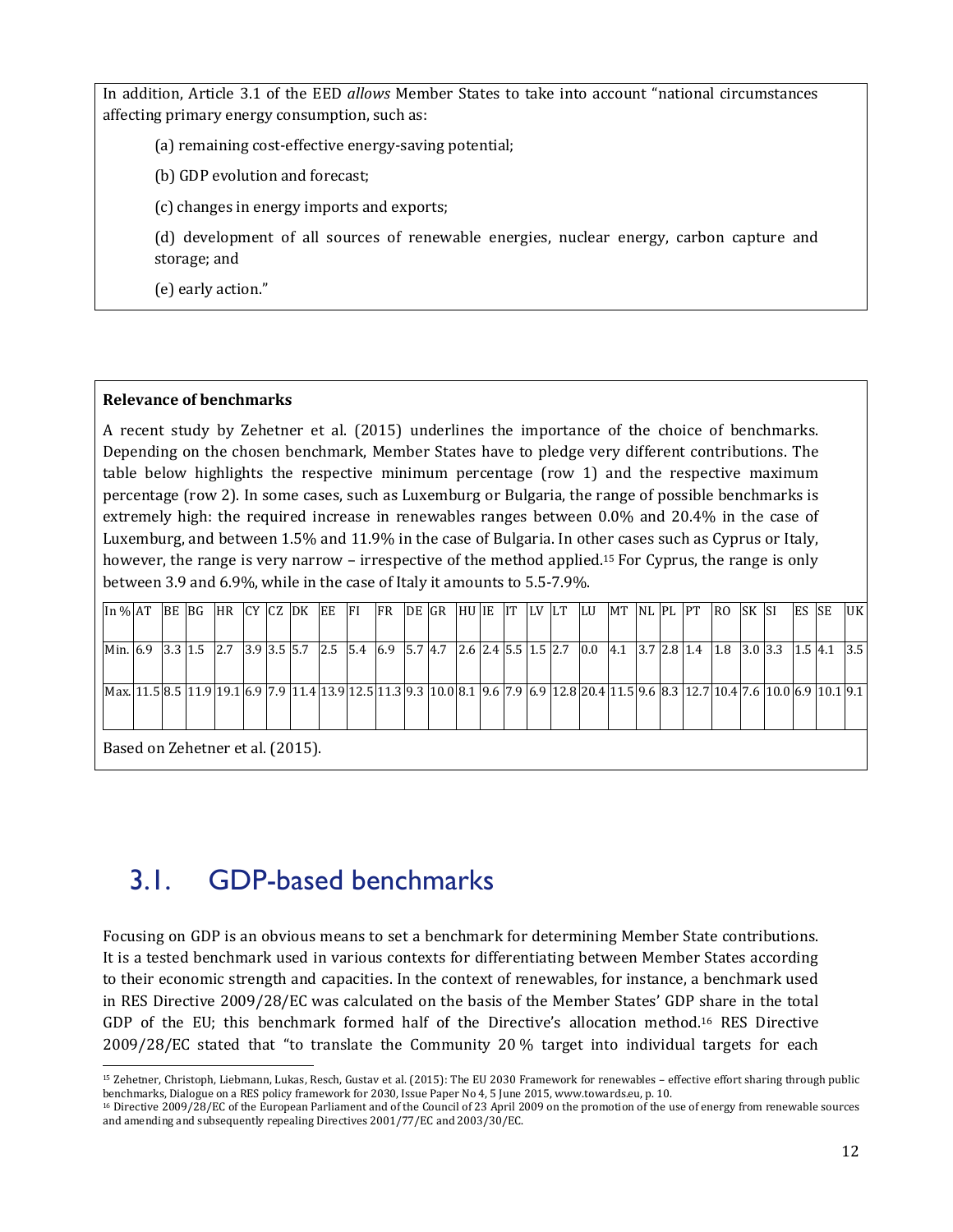In addition, Article 3.1 of the EED *allows* Member States to take into account "national circumstances affecting primary energy consumption, such as:

(a) remaining cost-effective energy-saving potential;

(b) GDP evolution and forecast;

(c) changes in energy imports and exports;

(d) development of all sources of renewable energies, nuclear energy, carbon capture and storage; and

(e) early action."

**Relevance of benchmarks**

A recent study by Zehetner et al. (2015) underlines the importance of the choice of benchmarks. Depending on the chosen benchmark, Member States have to pledge very different contributions. The table below highlights the respective minimum percentage (row 1) and the respective maximum percentage (row 2). In some cases, such as Luxemburg or Bulgaria, the range of possible benchmarks is extremely high: the required increase in renewables ranges between 0.0% and 20.4% in the case of Luxemburg, and between 1.5% and 11.9% in the case of Bulgaria. In other cases such as Cyprus or Italy, however, the range is very narrow – irrespective of the method applied.[15] For Cyprus, the range is only between 3.9 and 6.9%, while in the case of Italy it amounts to 5.5-7.9%.

| In % | AT | BE | BG | HR | CY | CZ | DK | EE | FI | FR | DE | GR | HU | IE | IT | LV | LT | LU | MT | NL | PL | PT | RO | SK | SI | ES | SE | UK |
|---|---|---|---|---|---|---|---|---|---|---|---|---|---|---|---|---|---|---|---|---|---|---|---|---|---|---|---|---|
| Min. | 6.9 | 3.3 | 1.5 | 2.7 | 3.9 | 3.5 | 5.7 | 2.5 | 5.4 | 6.9 | 5.7 | 4.7 | 2.6 | 2.4 | 5.5 | 1.5 | 2.7 | 0.0 | 4.1 | 3.7 | 2.8 | 1.4 | 1.8 | 3.0 | 3.3 | 1.5 | 4.1 | 3.5 |
| Max. | 11.5 | 8.5 | 11.9 | 19.1 | 6.9 | 7.9 | 11.4 | 13.9 | 12.5 | 11.3 | 9.3 | 10.0 | 8.1 | 9.6 | 7.9 | 6.9 | 12.8 | 20.4 | 11.5 | 9.6 | 8.3 | 12.7 | 10.4 | 7.6 | 10.0 | 6.9 | 10.1 | 9.1 |

Based on Zehetner et al. (2015).

## 3.1. GDP-based benchmarks

Focusing on GDP is an obvious means to set a benchmark for determining Member State contributions. It is a tested benchmark used in various contexts for differentiating between Member States according to their economic strength and capacities. In the context of renewables, for instance, a benchmark used in RES Directive 2009/28/EC was calculated on the basis of the Member States' GDP share in the total GDP of the EU; this benchmark formed half of the Directive's allocation method.[16] RES Directive 2009/28/EC stated that "to translate the Community 20 % target into individual targets for each

[15] Zehetner, Christoph, Liebmann, Lukas, Resch, Gustav et al. (2015): The EU 2030 Framework for renewables – effective effort sharing through public benchmarks, Dialogue on a RES policy framework for 2030, Issue Paper No 4, 5 June 2015, www.towards.eu, p. 10.

[16] Directive 2009/28/EC of the European Parliament and of the Council of 23 April 2009 on the promotion of the use of energy from renewable sources and amending and subsequently repealing Directives 2001/77/EC and 2003/30/EC.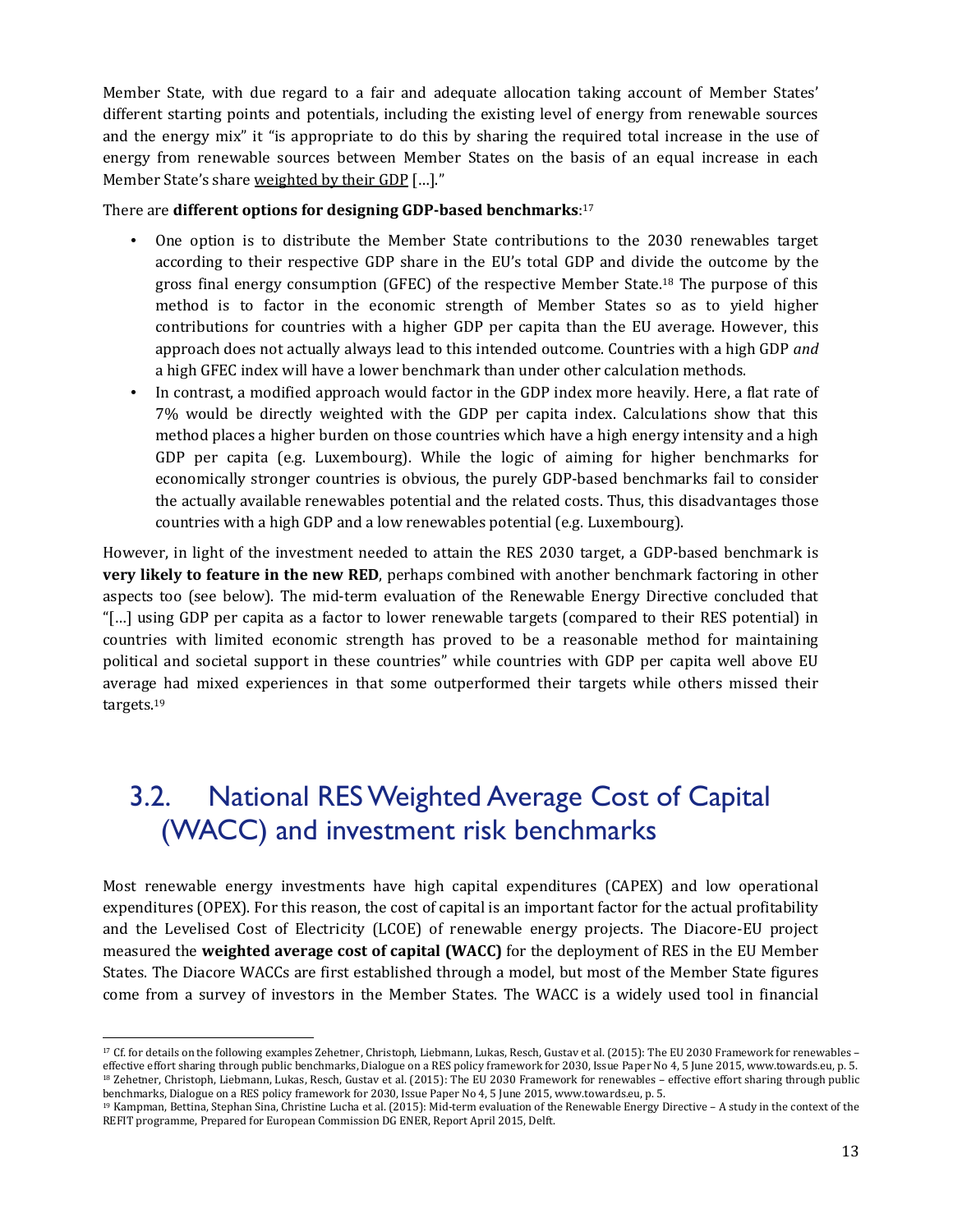Member State, with due regard to a fair and adequate allocation taking account of Member States' different starting points and potentials, including the existing level of energy from renewable sources and the energy mix" it "is appropriate to do this by sharing the required total increase in the use of energy from renewable sources between Member States on the basis of an equal increase in each Member State's share weighted by their GDP […]."

There are **different options for designing GDP-based benchmarks**:[17]

- One option is to distribute the Member State contributions to the 2030 renewables target according to their respective GDP share in the EU's total GDP and divide the outcome by the gross final energy consumption (GFEC) of the respective Member State.[18] The purpose of this method is to factor in the economic strength of Member States so as to yield higher contributions for countries with a higher GDP per capita than the EU average. However, this approach does not actually always lead to this intended outcome. Countries with a high GDP *and* a high GFEC index will have a lower benchmark than under other calculation methods.
- In contrast, a modified approach would factor in the GDP index more heavily. Here, a flat rate of 7% would be directly weighted with the GDP per capita index. Calculations show that this method places a higher burden on those countries which have a high energy intensity and a high GDP per capita (e.g. Luxembourg). While the logic of aiming for higher benchmarks for economically stronger countries is obvious, the purely GDP-based benchmarks fail to consider the actually available renewables potential and the related costs. Thus, this disadvantages those countries with a high GDP and a low renewables potential (e.g. Luxembourg).

However, in light of the investment needed to attain the RES 2030 target, a GDP-based benchmark is **very likely to feature in the new RED**, perhaps combined with another benchmark factoring in other aspects too (see below). The mid-term evaluation of the Renewable Energy Directive concluded that "[…] using GDP per capita as a factor to lower renewable targets (compared to their RES potential) in countries with limited economic strength has proved to be a reasonable method for maintaining political and societal support in these countries" while countries with GDP per capita well above EU average had mixed experiences in that some outperformed their targets while others missed their targets.[19]

## 3.2. National RES Weighted Average Cost of Capital (WACC) and investment risk benchmarks

Most renewable energy investments have high capital expenditures (CAPEX) and low operational expenditures (OPEX). For this reason, the cost of capital is an important factor for the actual profitability and the Levelised Cost of Electricity (LCOE) of renewable energy projects. The Diacore-EU project measured the **weighted average cost of capital (WACC)** for the deployment of RES in the EU Member States. The Diacore WACCs are first established through a model, but most of the Member State figures come from a survey of investors in the Member States. The WACC is a widely used tool in financial

---

[17] Cf. for details on the following examples Zehetner, Christoph, Liebmann, Lukas, Resch, Gustav et al. (2015): The EU 2030 Framework for renewables – effective effort sharing through public benchmarks, Dialogue on a RES policy framework for 2030, Issue Paper No 4, 5 June 2015, www.towards.eu, p. 5.

[18] Zehetner, Christoph, Liebmann, Lukas, Resch, Gustav et al. (2015): The EU 2030 Framework for renewables – effective effort sharing through public benchmarks, Dialogue on a RES policy framework for 2030, Issue Paper No 4, 5 June 2015, www.towards.eu, p. 5.

[19] Kampman, Bettina, Stephan Sina, Christine Lucha et al. (2015): Mid-term evaluation of the Renewable Energy Directive – A study in the context of the REFIT programme, Prepared for European Commission DG ENER, Report April 2015, Delft.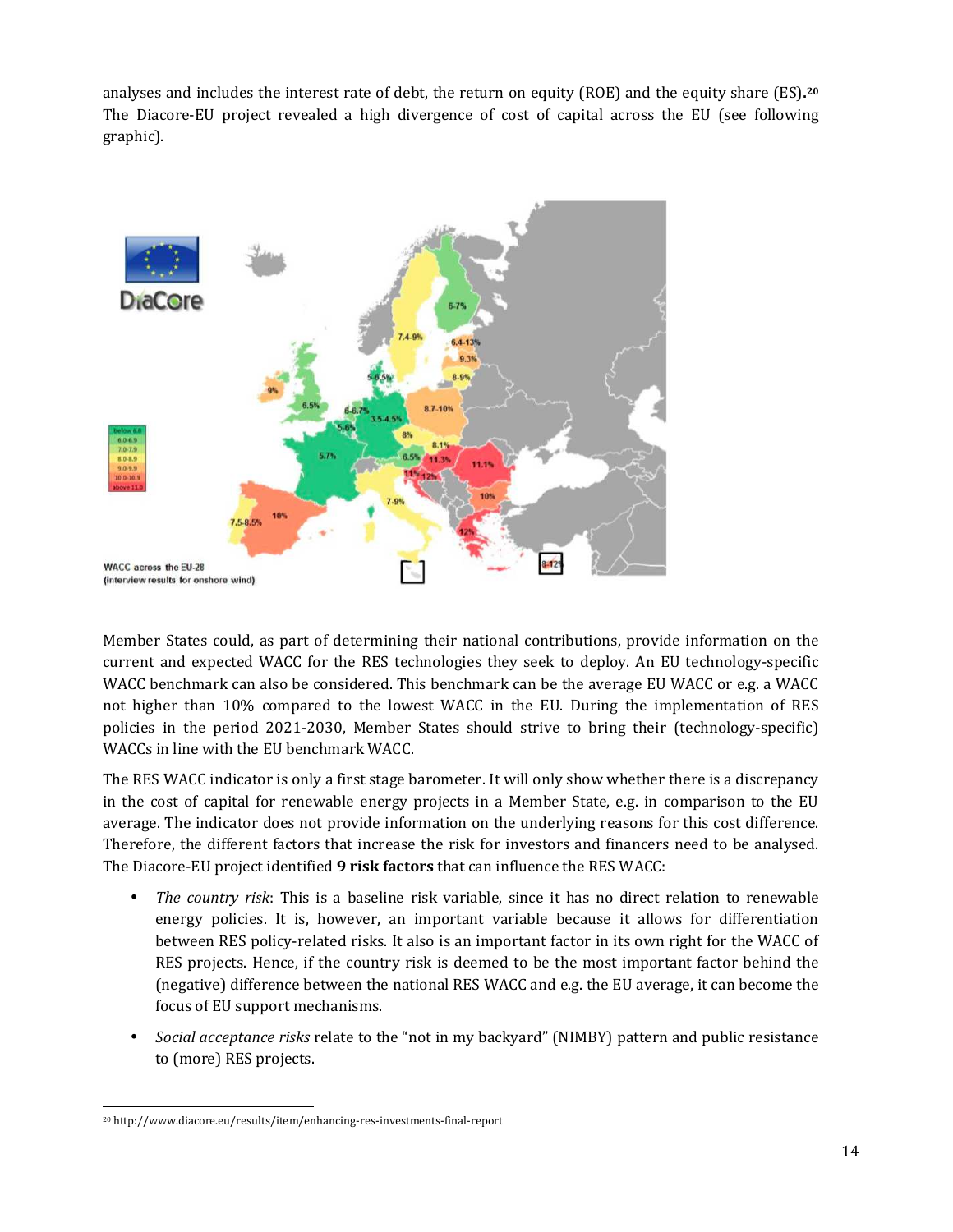analyses and includes the interest rate of debt, the return on equity (ROE) and the equity share (ES).[20] The Diacore-EU project revealed a high divergence of cost of capital across the EU (see following graphic).

Member States could, as part of determining their national contributions, provide information on the current and expected WACC for the RES technologies they seek to deploy. An EU technology-specific WACC benchmark can also be considered. This benchmark can be the average EU WACC or e.g. a WACC not higher than 10% compared to the lowest WACC in the EU. During the implementation of RES policies in the period 2021-2030, Member States should strive to bring their (technology-specific) WACCs in line with the EU benchmark WACC.

The RES WACC indicator is only a first stage barometer. It will only show whether there is a discrepancy in the cost of capital for renewable energy projects in a Member State, e.g. in comparison to the EU average. The indicator does not provide information on the underlying reasons for this cost difference. Therefore, the different factors that increase the risk for investors and financers need to be analysed. The Diacore-EU project identified **9 risk factors** that can influence the RES WACC:

- *The country risk*: This is a baseline risk variable, since it has no direct relation to renewable energy policies. It is, however, an important variable because it allows for differentiation between RES policy-related risks. It also is an important factor in its own right for the WACC of RES projects. Hence, if the country risk is deemed to be the most important factor behind the (negative) difference between the national RES WACC and e.g. the EU average, it can become the focus of EU support mechanisms.
- *Social acceptance risks* relate to the "not in my backyard" (NIMBY) pattern and public resistance to (more) RES projects.

[20] http://www.diacore.eu/results/item/enhancing-res-investments-final-report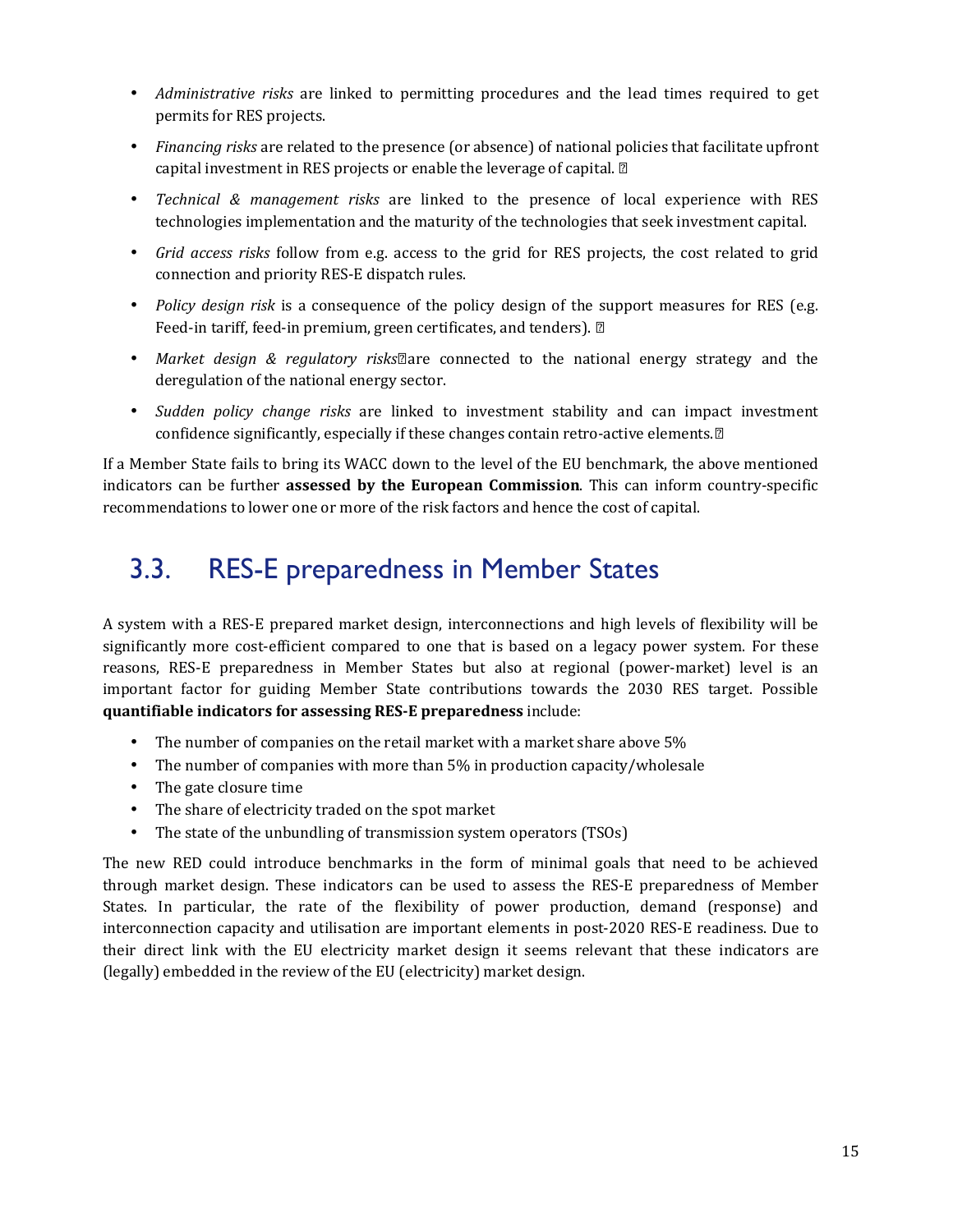- *Administrative risks* are linked to permitting procedures and the lead times required to get permits for RES projects.
- *Financing risks* are related to the presence (or absence) of national policies that facilitate upfront capital investment in RES projects or enable the leverage of capital.
- *Technical & management risks* are linked to the presence of local experience with RES technologies implementation and the maturity of the technologies that seek investment capital.
- *Grid access risks* follow from e.g. access to the grid for RES projects, the cost related to grid connection and priority RES-E dispatch rules.
- *Policy design risk* is a consequence of the policy design of the support measures for RES (e.g. Feed-in tariff, feed-in premium, green certificates, and tenders).
- *Market design & regulatory risks* are connected to the national energy strategy and the deregulation of the national energy sector.
- *Sudden policy change risks* are linked to investment stability and can impact investment confidence significantly, especially if these changes contain retro-active elements.

If a Member State fails to bring its WACC down to the level of the EU benchmark, the above mentioned indicators can be further **assessed by the European Commission**. This can inform country-specific recommendations to lower one or more of the risk factors and hence the cost of capital.

## 3.3. RES-E preparedness in Member States

A system with a RES-E prepared market design, interconnections and high levels of flexibility will be significantly more cost-efficient compared to one that is based on a legacy power system. For these reasons, RES-E preparedness in Member States but also at regional (power-market) level is an important factor for guiding Member State contributions towards the 2030 RES target. Possible **quantifiable indicators for assessing RES-E preparedness** include:

- The number of companies on the retail market with a market share above 5%
- The number of companies with more than 5% in production capacity/wholesale
- The gate closure time
- The share of electricity traded on the spot market
- The state of the unbundling of transmission system operators (TSOs)

The new RED could introduce benchmarks in the form of minimal goals that need to be achieved through market design. These indicators can be used to assess the RES-E preparedness of Member States. In particular, the rate of the flexibility of power production, demand (response) and interconnection capacity and utilisation are important elements in post-2020 RES-E readiness. Due to their direct link with the EU electricity market design it seems relevant that these indicators are (legally) embedded in the review of the EU (electricity) market design.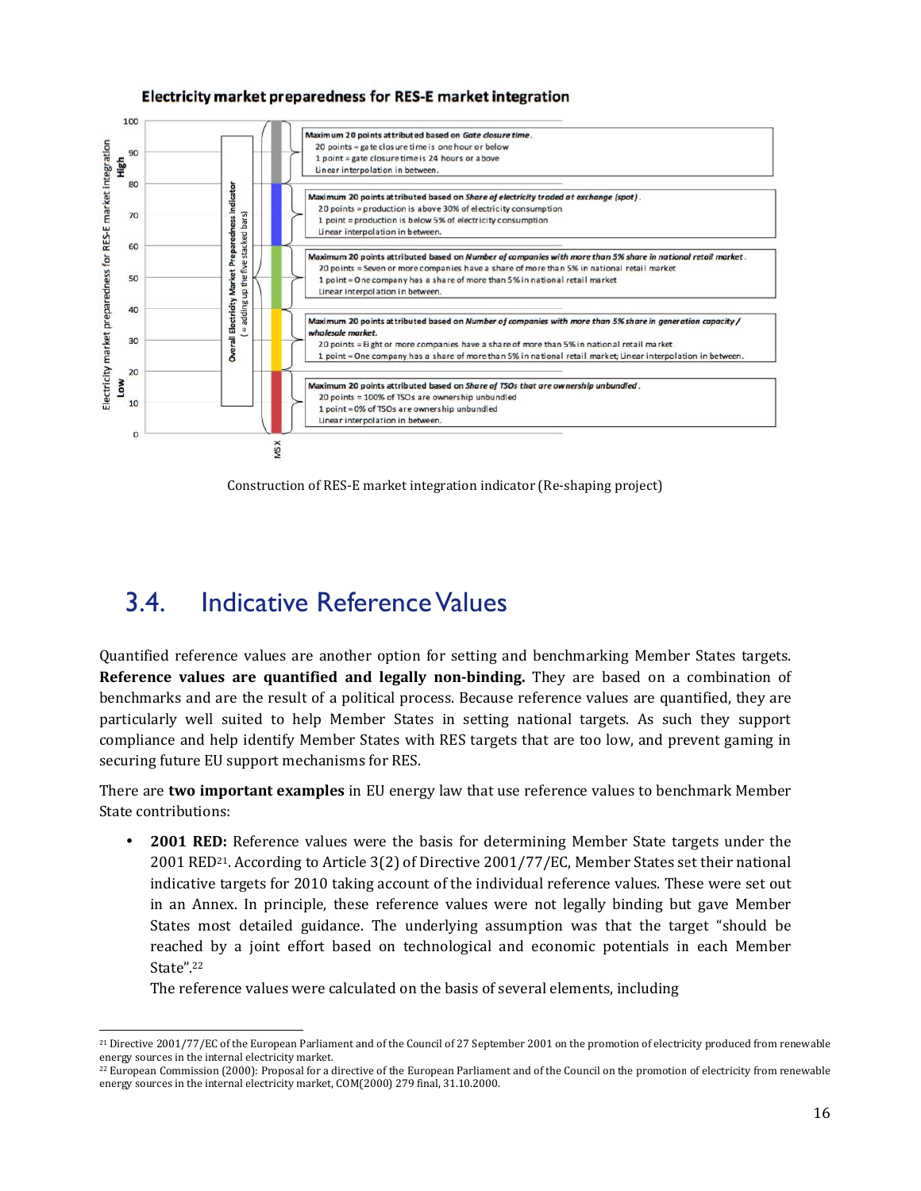**Electricity market preparedness for RES-E market integration**

Maximum 20 points attributed based on *Gate closure time*.
20 points = gate closure time is one hour or below
1 point = gate closure time is 24 hours or above
Linear interpolation in between.

Maximum 20 points attributed based on *Share of electricity traded at exchange (spot)*.
20 points = production is above 30% of electricity consumption
1 point = production is below 5% of electricity consumption
Linear interpolation in between.

Maximum 20 points attributed based on *Number of companies with more than 5% share in national retail market*.
20 points = Seven or more companies have a share of more than 5% in national retail market
1 point = One company has a share of more than 5% in national retail market
Linear interpolation in between.

Maximum 20 points attributed based on *Number of companies with more than 5% share in generation capacity / wholesale market*.
20 points = Eight or more companies have a share of more than 5% in national retail market
1 point = One company has a share of more than 5% in national retail market; Linear interpolation in between.

Maximum 20 points attributed based on *Share of TSOs that are ownership unbundled*.
20 points = 100% of TSOs are ownership unbundled
1 point = 0% of TSOs are ownership unbundled
Linear interpolation in between.

Construction of RES-E market integration indicator (Re-shaping project)

## 3.4. Indicative Reference Values

Quantified reference values are another option for setting and benchmarking Member States targets. **Reference values are quantified and legally non-binding.** They are based on a combination of benchmarks and are the result of a political process. Because reference values are quantified, they are particularly well suited to help Member States in setting national targets. As such they support compliance and help identify Member States with RES targets that are too low, and prevent gaming in securing future EU support mechanisms for RES.

There are **two important examples** in EU energy law that use reference values to benchmark Member State contributions:

- **2001 RED:** Reference values were the basis for determining Member State targets under the 2001 RED[21]. According to Article 3(2) of Directive 2001/77/EC, Member States set their national indicative targets for 2010 taking account of the individual reference values. These were set out in an Annex. In principle, these reference values were not legally binding but gave Member States most detailed guidance. The underlying assumption was that the target "should be reached by a joint effort based on technological and economic potentials in each Member State".[22]

  The reference values were calculated on the basis of several elements, including

[21] Directive 2001/77/EC of the European Parliament and of the Council of 27 September 2001 on the promotion of electricity produced from renewable energy sources in the internal electricity market.

[22] European Commission (2000): Proposal for a directive of the European Parliament and of the Council on the promotion of electricity from renewable energy sources in the internal electricity market, COM(2000) 279 final, 31.10.2000.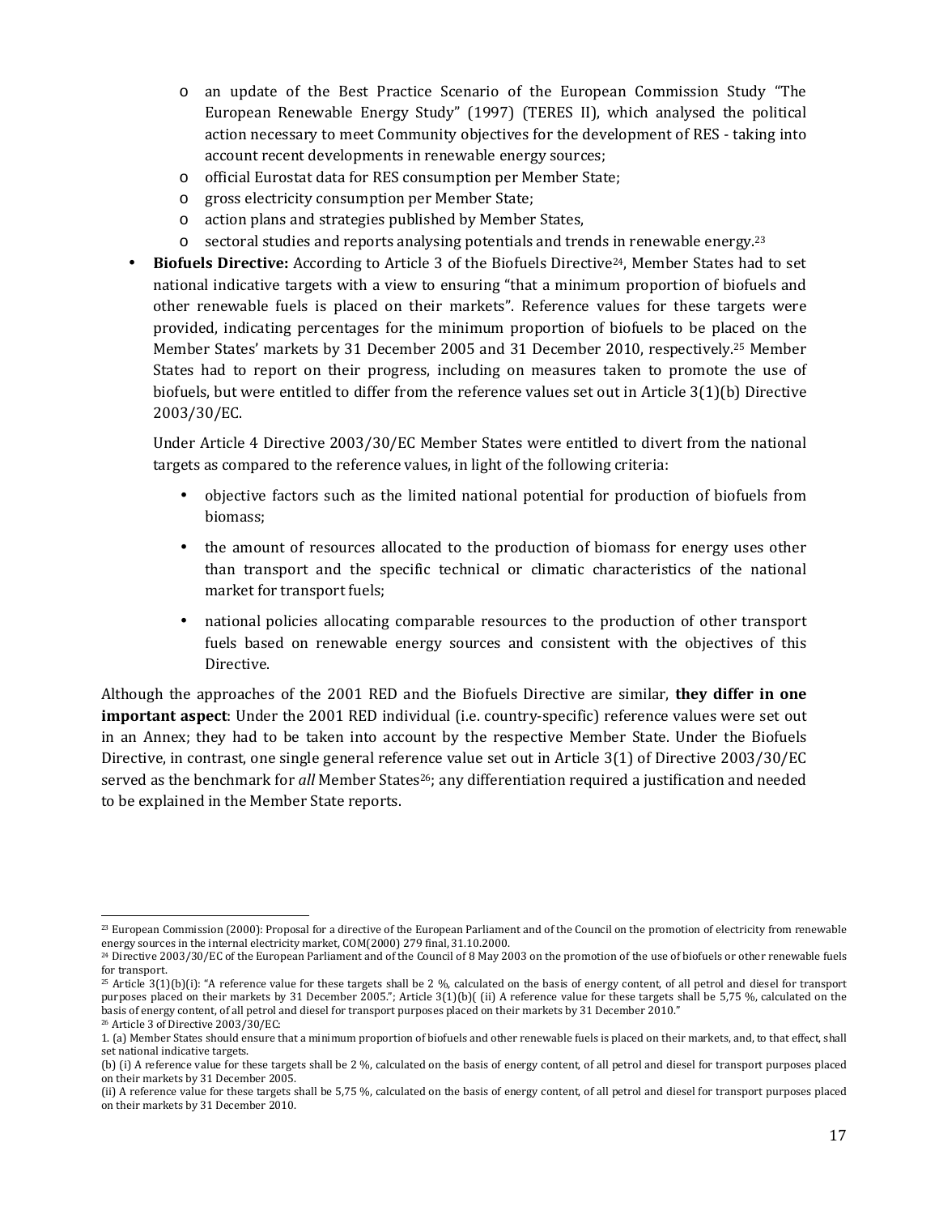- an update of the Best Practice Scenario of the European Commission Study "The European Renewable Energy Study" (1997) (TERES II), which analysed the political action necessary to meet Community objectives for the development of RES - taking into account recent developments in renewable energy sources;
  - official Eurostat data for RES consumption per Member State;
  - gross electricity consumption per Member State;
  - action plans and strategies published by Member States,
  - sectoral studies and reports analysing potentials and trends in renewable energy.[23]

- **Biofuels Directive:** According to Article 3 of the Biofuels Directive[24], Member States had to set national indicative targets with a view to ensuring "that a minimum proportion of biofuels and other renewable fuels is placed on their markets". Reference values for these targets were provided, indicating percentages for the minimum proportion of biofuels to be placed on the Member States' markets by 31 December 2005 and 31 December 2010, respectively.[25] Member States had to report on their progress, including on measures taken to promote the use of biofuels, but were entitled to differ from the reference values set out in Article 3(1)(b) Directive 2003/30/EC.

  Under Article 4 Directive 2003/30/EC Member States were entitled to divert from the national targets as compared to the reference values, in light of the following criteria:

  - objective factors such as the limited national potential for production of biofuels from biomass;
  - the amount of resources allocated to the production of biomass for energy uses other than transport and the specific technical or climatic characteristics of the national market for transport fuels;
  - national policies allocating comparable resources to the production of other transport fuels based on renewable energy sources and consistent with the objectives of this Directive.

Although the approaches of the 2001 RED and the Biofuels Directive are similar, **they differ in one important aspect**: Under the 2001 RED individual (i.e. country-specific) reference values were set out in an Annex; they had to be taken into account by the respective Member State. Under the Biofuels Directive, in contrast, one single general reference value set out in Article 3(1) of Directive 2003/30/EC served as the benchmark for *all* Member States[26]; any differentiation required a justification and needed to be explained in the Member State reports.

---

[23] European Commission (2000): Proposal for a directive of the European Parliament and of the Council on the promotion of electricity from renewable energy sources in the internal electricity market, COM(2000) 279 final, 31.10.2000.

[24] Directive 2003/30/EC of the European Parliament and of the Council of 8 May 2003 on the promotion of the use of biofuels or other renewable fuels for transport.

[25] Article 3(1)(b)(i): "A reference value for these targets shall be 2 %, calculated on the basis of energy content, of all petrol and diesel for transport purposes placed on their markets by 31 December 2005."; Article 3(1)(b)( (ii) A reference value for these targets shall be 5,75 %, calculated on the basis of energy content, of all petrol and diesel for transport purposes placed on their markets by 31 December 2010."

[26] Article 3 of Directive 2003/30/EC:

1. (a) Member States should ensure that a minimum proportion of biofuels and other renewable fuels is placed on their markets, and, to that effect, shall set national indicative targets.

(b) (i) A reference value for these targets shall be 2 %, calculated on the basis of energy content, of all petrol and diesel for transport purposes placed on their markets by 31 December 2005.

(ii) A reference value for these targets shall be 5,75 %, calculated on the basis of energy content, of all petrol and diesel for transport purposes placed on their markets by 31 December 2010.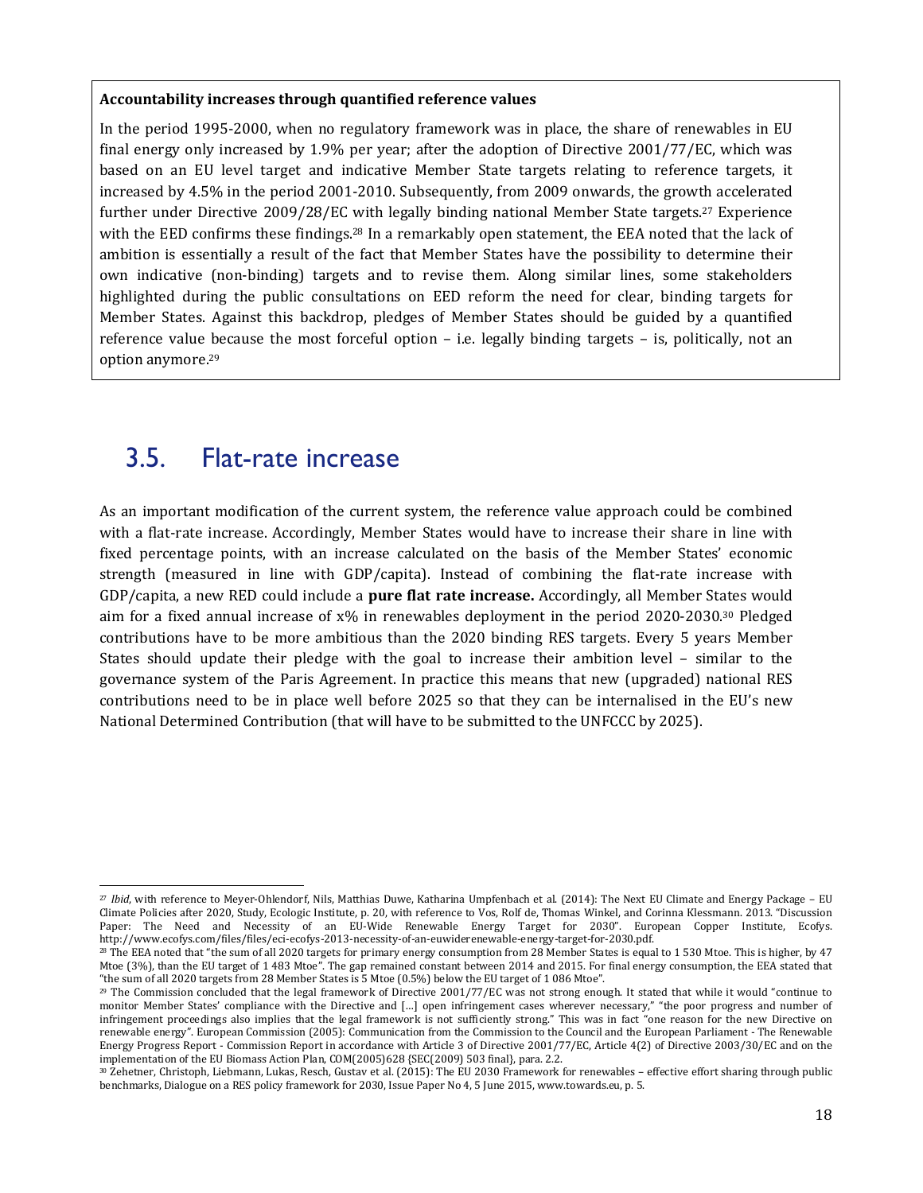**Accountability increases through quantified reference values**

In the period 1995-2000, when no regulatory framework was in place, the share of renewables in EU final energy only increased by 1.9% per year; after the adoption of Directive 2001/77/EC, which was based on an EU level target and indicative Member State targets relating to reference targets, it increased by 4.5% in the period 2001-2010. Subsequently, from 2009 onwards, the growth accelerated further under Directive 2009/28/EC with legally binding national Member State targets.[27] Experience with the EED confirms these findings.[28] In a remarkably open statement, the EEA noted that the lack of ambition is essentially a result of the fact that Member States have the possibility to determine their own indicative (non-binding) targets and to revise them. Along similar lines, some stakeholders highlighted during the public consultations on EED reform the need for clear, binding targets for Member States. Against this backdrop, pledges of Member States should be guided by a quantified reference value because the most forceful option – i.e. legally binding targets – is, politically, not an option anymore.[29]

## 3.5. Flat-rate increase

As an important modification of the current system, the reference value approach could be combined with a flat-rate increase. Accordingly, Member States would have to increase their share in line with fixed percentage points, with an increase calculated on the basis of the Member States' economic strength (measured in line with GDP/capita). Instead of combining the flat-rate increase with GDP/capita, a new RED could include a **pure flat rate increase.** Accordingly, all Member States would aim for a fixed annual increase of x% in renewables deployment in the period 2020-2030.[30] Pledged contributions have to be more ambitious than the 2020 binding RES targets. Every 5 years Member States should update their pledge with the goal to increase their ambition level – similar to the governance system of the Paris Agreement. In practice this means that new (upgraded) national RES contributions need to be in place well before 2025 so that they can be internalised in the EU's new National Determined Contribution (that will have to be submitted to the UNFCCC by 2025).

---

[27] *Ibid*, with reference to Meyer-Ohlendorf, Nils, Matthias Duwe, Katharina Umpfenbach et al. (2014): The Next EU Climate and Energy Package – EU Climate Policies after 2020, Study, Ecologic Institute, p. 20, with reference to Vos, Rolf de, Thomas Winkel, and Corinna Klessmann. 2013. "Discussion Paper: The Need and Necessity of an EU-Wide Renewable Energy Target for 2030". European Copper Institute, Ecofys. http://www.ecofys.com/files/files/eci-ecofys-2013-necessity-of-an-euwiderenewable-energy-target-for-2030.pdf.

[28] The EEA noted that "the sum of all 2020 targets for primary energy consumption from 28 Member States is equal to 1 530 Mtoe. This is higher, by 47 Mtoe (3%), than the EU target of 1 483 Mtoe". The gap remained constant between 2014 and 2015. For final energy consumption, the EEA stated that "the sum of all 2020 targets from 28 Member States is 5 Mtoe (0.5%) below the EU target of 1 086 Mtoe".

[29] The Commission concluded that the legal framework of Directive 2001/77/EC was not strong enough. It stated that while it would "continue to monitor Member States' compliance with the Directive and [...] open infringement cases wherever necessary," "the poor progress and number of infringement proceedings also implies that the legal framework is not sufficiently strong." This was in fact "one reason for the new Directive on renewable energy". European Commission (2005): Communication from the Commission to the Council and the European Parliament - The Renewable Energy Progress Report - Commission Report in accordance with Article 3 of Directive 2001/77/EC, Article 4(2) of Directive 2003/30/EC and on the implementation of the EU Biomass Action Plan, COM(2005)628 {SEC(2009) 503 final}, para. 2.2.

[30] Zehetner, Christoph, Liebmann, Lukas, Resch, Gustav et al. (2015): The EU 2030 Framework for renewables – effective effort sharing through public benchmarks, Dialogue on a RES policy framework for 2030, Issue Paper No 4, 5 June 2015, www.towards.eu, p. 5.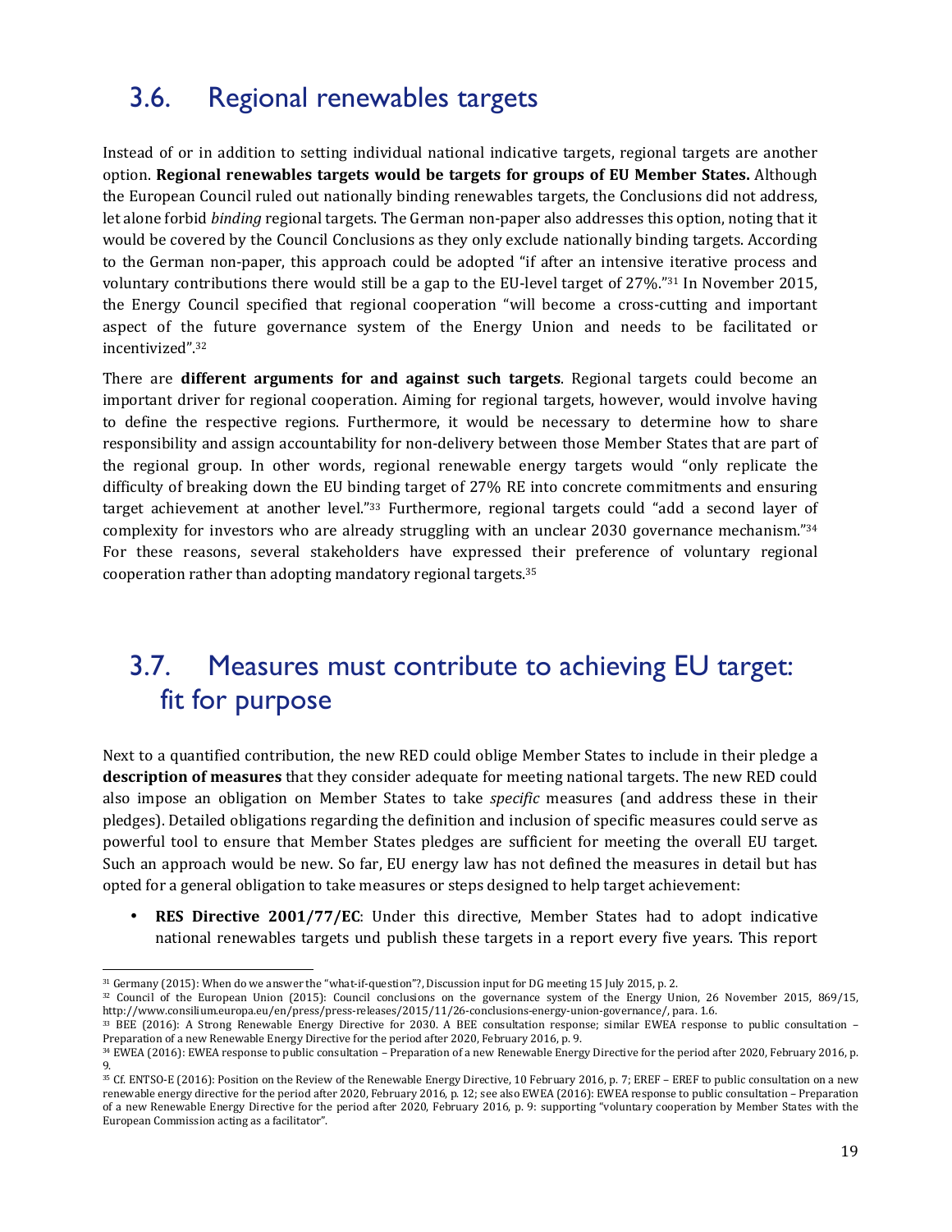## 3.6. Regional renewables targets

Instead of or in addition to setting individual national indicative targets, regional targets are another option. **Regional renewables targets would be targets for groups of EU Member States.** Although the European Council ruled out nationally binding renewables targets, the Conclusions did not address, let alone forbid *binding* regional targets. The German non-paper also addresses this option, noting that it would be covered by the Council Conclusions as they only exclude nationally binding targets. According to the German non-paper, this approach could be adopted "if after an intensive iterative process and voluntary contributions there would still be a gap to the EU-level target of 27%."[31] In November 2015, the Energy Council specified that regional cooperation "will become a cross-cutting and important aspect of the future governance system of the Energy Union and needs to be facilitated or incentivized".[32]

There are **different arguments for and against such targets**. Regional targets could become an important driver for regional cooperation. Aiming for regional targets, however, would involve having to define the respective regions. Furthermore, it would be necessary to determine how to share responsibility and assign accountability for non-delivery between those Member States that are part of the regional group. In other words, regional renewable energy targets would "only replicate the difficulty of breaking down the EU binding target of 27% RE into concrete commitments and ensuring target achievement at another level."[33] Furthermore, regional targets could "add a second layer of complexity for investors who are already struggling with an unclear 2030 governance mechanism."[34] For these reasons, several stakeholders have expressed their preference of voluntary regional cooperation rather than adopting mandatory regional targets.[35]

## 3.7. Measures must contribute to achieving EU target: fit for purpose

Next to a quantified contribution, the new RED could oblige Member States to include in their pledge a **description of measures** that they consider adequate for meeting national targets. The new RED could also impose an obligation on Member States to take *specific* measures (and address these in their pledges). Detailed obligations regarding the definition and inclusion of specific measures could serve as powerful tool to ensure that Member States pledges are sufficient for meeting the overall EU target. Such an approach would be new. So far, EU energy law has not defined the measures in detail but has opted for a general obligation to take measures or steps designed to help target achievement:

- **RES Directive 2001/77/EC**: Under this directive, Member States had to adopt indicative national renewables targets und publish these targets in a report every five years. This report

---

[31] Germany (2015): When do we answer the "what-if-question"?, Discussion input for DG meeting 15 July 2015, p. 2.

[32] Council of the European Union (2015): Council conclusions on the governance system of the Energy Union, 26 November 2015, 869/15, http://www.consilium.europa.eu/en/press/press-releases/2015/11/26-conclusions-energy-union-governance/, para. 1.6.

[33] BEE (2016): A Strong Renewable Energy Directive for 2030. A BEE consultation response; similar EWEA response to public consultation – Preparation of a new Renewable Energy Directive for the period after 2020, February 2016, p. 9.

[34] EWEA (2016): EWEA response to public consultation – Preparation of a new Renewable Energy Directive for the period after 2020, February 2016, p. 9.

[35] Cf. ENTSO-E (2016): Position on the Review of the Renewable Energy Directive, 10 February 2016, p. 7; EREF – EREF to public consultation on a new renewable energy directive for the period after 2020, February 2016, p. 12; see also EWEA (2016): EWEA response to public consultation – Preparation of a new Renewable Energy Directive for the period after 2020, February 2016, p. 9: supporting "voluntary cooperation by Member States with the European Commission acting as a facilitator".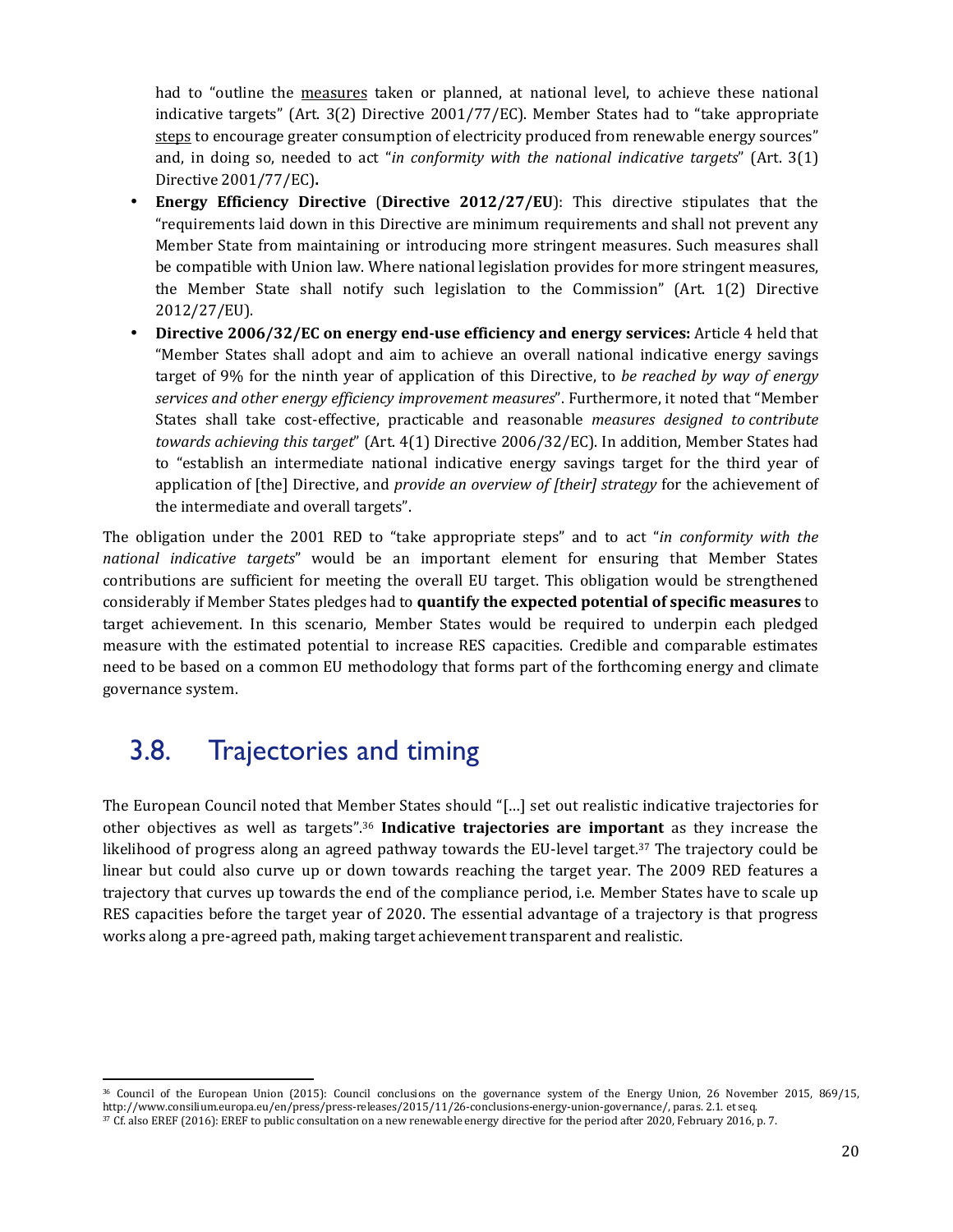had to "outline the measures taken or planned, at national level, to achieve these national indicative targets" (Art. 3(2) Directive 2001/77/EC). Member States had to "take appropriate steps to encourage greater consumption of electricity produced from renewable energy sources" and, in doing so, needed to act "*in conformity with the national indicative targets*" (Art. 3(1) Directive 2001/77/EC)**.**

- **Energy Efficiency Directive** (**Directive 2012/27/EU**): This directive stipulates that the "requirements laid down in this Directive are minimum requirements and shall not prevent any Member State from maintaining or introducing more stringent measures. Such measures shall be compatible with Union law. Where national legislation provides for more stringent measures, the Member State shall notify such legislation to the Commission" (Art. 1(2) Directive 2012/27/EU).
- **Directive 2006/32/EC on energy end-use efficiency and energy services:** Article 4 held that "Member States shall adopt and aim to achieve an overall national indicative energy savings target of 9% for the ninth year of application of this Directive, to *be reached by way of energy services and other energy efficiency improvement measures*". Furthermore, it noted that "Member States shall take cost-effective, practicable and reasonable *measures designed to contribute towards achieving this target*" (Art. 4(1) Directive 2006/32/EC). In addition, Member States had to "establish an intermediate national indicative energy savings target for the third year of application of [the] Directive, and *provide an overview of [their] strategy* for the achievement of the intermediate and overall targets".

The obligation under the 2001 RED to "take appropriate steps" and to act "*in conformity with the national indicative targets*" would be an important element for ensuring that Member States contributions are sufficient for meeting the overall EU target. This obligation would be strengthened considerably if Member States pledges had to **quantify the expected potential of specific measures** to target achievement. In this scenario, Member States would be required to underpin each pledged measure with the estimated potential to increase RES capacities. Credible and comparable estimates need to be based on a common EU methodology that forms part of the forthcoming energy and climate governance system.

## 3.8. Trajectories and timing

The European Council noted that Member States should "[…] set out realistic indicative trajectories for other objectives as well as targets".[36] **Indicative trajectories are important** as they increase the likelihood of progress along an agreed pathway towards the EU-level target.[37] The trajectory could be linear but could also curve up or down towards reaching the target year. The 2009 RED features a trajectory that curves up towards the end of the compliance period, i.e. Member States have to scale up RES capacities before the target year of 2020. The essential advantage of a trajectory is that progress works along a pre-agreed path, making target achievement transparent and realistic.

[36] Council of the European Union (2015): Council conclusions on the governance system of the Energy Union, 26 November 2015, 869/15, http://www.consilium.europa.eu/en/press/press-releases/2015/11/26-conclusions-energy-union-governance/, paras. 2.1. et seq.

[37] Cf. also EREF (2016): EREF to public consultation on a new renewable energy directive for the period after 2020, February 2016, p. 7.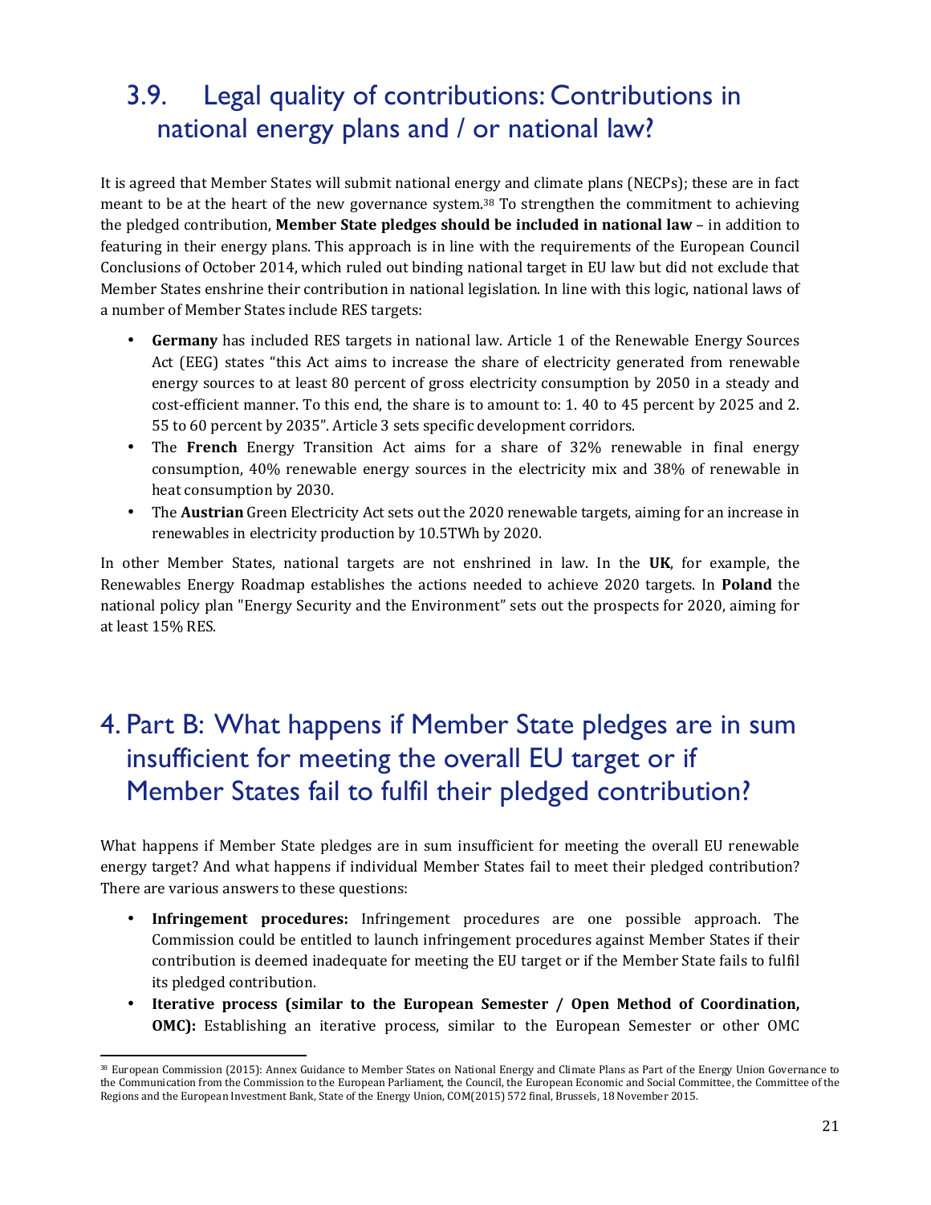## 3.9. Legal quality of contributions: Contributions in national energy plans and / or national law?

It is agreed that Member States will submit national energy and climate plans (NECPs); these are in fact meant to be at the heart of the new governance system.[38] To strengthen the commitment to achieving the pledged contribution, **Member State pledges should be included in national law** – in addition to featuring in their energy plans. This approach is in line with the requirements of the European Council Conclusions of October 2014, which ruled out binding national target in EU law but did not exclude that Member States enshrine their contribution in national legislation. In line with this logic, national laws of a number of Member States include RES targets:

- **Germany** has included RES targets in national law. Article 1 of the Renewable Energy Sources Act (EEG) states "this Act aims to increase the share of electricity generated from renewable energy sources to at least 80 percent of gross electricity consumption by 2050 in a steady and cost-efficient manner. To this end, the share is to amount to: 1. 40 to 45 percent by 2025 and 2. 55 to 60 percent by 2035". Article 3 sets specific development corridors.
- The **French** Energy Transition Act aims for a share of 32% renewable in final energy consumption, 40% renewable energy sources in the electricity mix and 38% of renewable in heat consumption by 2030.
- The **Austrian** Green Electricity Act sets out the 2020 renewable targets, aiming for an increase in renewables in electricity production by 10.5TWh by 2020.

In other Member States, national targets are not enshrined in law. In the **UK**, for example, the Renewables Energy Roadmap establishes the actions needed to achieve 2020 targets. In **Poland** the national policy plan "Energy Security and the Environment" sets out the prospects for 2020, aiming for at least 15% RES.

# 4. Part B: What happens if Member State pledges are in sum insufficient for meeting the overall EU target or if Member States fail to fulfil their pledged contribution?

What happens if Member State pledges are in sum insufficient for meeting the overall EU renewable energy target? And what happens if individual Member States fail to meet their pledged contribution? There are various answers to these questions:

- **Infringement procedures:** Infringement procedures are one possible approach. The Commission could be entitled to launch infringement procedures against Member States if their contribution is deemed inadequate for meeting the EU target or if the Member State fails to fulfil its pledged contribution.
- **Iterative process (similar to the European Semester / Open Method of Coordination, OMC):** Establishing an iterative process, similar to the European Semester or other OMC

[38] European Commission (2015): Annex Guidance to Member States on National Energy and Climate Plans as Part of the Energy Union Governance to the Communication from the Commission to the European Parliament, the Council, the European Economic and Social Committee, the Committee of the Regions and the European Investment Bank, State of the Energy Union, COM(2015) 572 final, Brussels, 18 November 2015.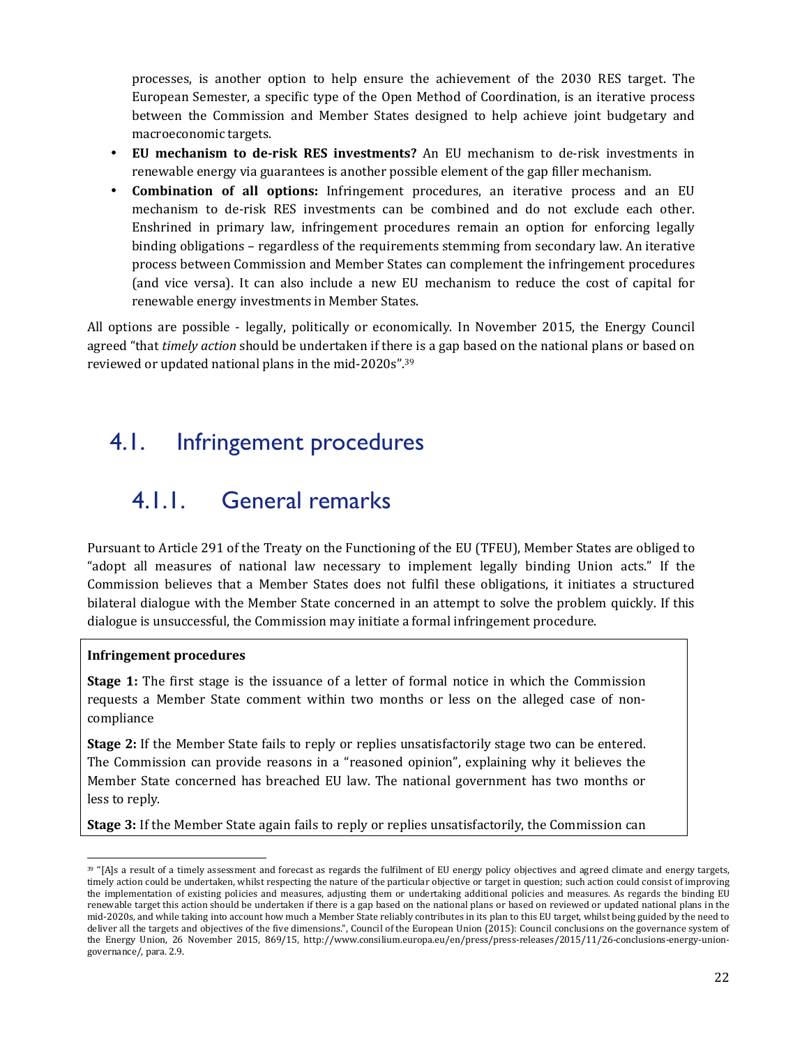processes, is another option to help ensure the achievement of the 2030 RES target. The European Semester, a specific type of the Open Method of Coordination, is an iterative process between the Commission and Member States designed to help achieve joint budgetary and macroeconomic targets.

- **EU mechanism to de-risk RES investments?** An EU mechanism to de-risk investments in renewable energy via guarantees is another possible element of the gap filler mechanism.
- **Combination of all options:** Infringement procedures, an iterative process and an EU mechanism to de-risk RES investments can be combined and do not exclude each other. Enshrined in primary law, infringement procedures remain an option for enforcing legally binding obligations – regardless of the requirements stemming from secondary law. An iterative process between Commission and Member States can complement the infringement procedures (and vice versa). It can also include a new EU mechanism to reduce the cost of capital for renewable energy investments in Member States.

All options are possible - legally, politically or economically. In November 2015, the Energy Council agreed "that *timely action* should be undertaken if there is a gap based on the national plans or based on reviewed or updated national plans in the mid-2020s".[39]

## 4.1. Infringement procedures

### 4.1.1. General remarks

Pursuant to Article 291 of the Treaty on the Functioning of the EU (TFEU), Member States are obliged to "adopt all measures of national law necessary to implement legally binding Union acts." If the Commission believes that a Member States does not fulfil these obligations, it initiates a structured bilateral dialogue with the Member State concerned in an attempt to solve the problem quickly. If this dialogue is unsuccessful, the Commission may initiate a formal infringement procedure.

**Infringement procedures**

**Stage 1:** The first stage is the issuance of a letter of formal notice in which the Commission requests a Member State comment within two months or less on the alleged case of non-compliance

**Stage 2:** If the Member State fails to reply or replies unsatisfactorily stage two can be entered. The Commission can provide reasons in a "reasoned opinion", explaining why it believes the Member State concerned has breached EU law. The national government has two months or less to reply.

**Stage 3:** If the Member State again fails to reply or replies unsatisfactorily, the Commission can

[39] "[A]s a result of a timely assessment and forecast as regards the fulfilment of EU energy policy objectives and agreed climate and energy targets, timely action could be undertaken, whilst respecting the nature of the particular objective or target in question; such action could consist of improving the implementation of existing policies and measures, adjusting them or undertaking additional policies and measures. As regards the binding EU renewable target this action should be undertaken if there is a gap based on the national plans or based on reviewed or updated national plans in the mid-2020s, and while taking into account how much a Member State reliably contributes in its plan to this EU target, whilst being guided by the need to deliver all the targets and objectives of the five dimensions.", Council of the European Union (2015): Council conclusions on the governance system of the Energy Union, 26 November 2015, 869/15, http://www.consilium.europa.eu/en/press/press-releases/2015/11/26-conclusions-energy-union-governance/, para. 2.9.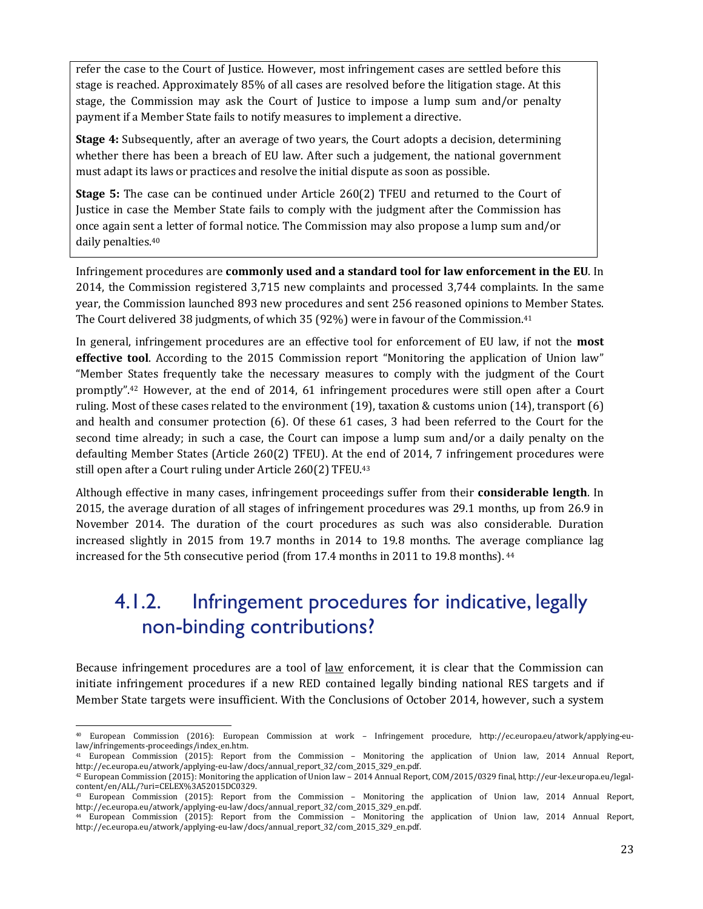refer the case to the Court of Justice. However, most infringement cases are settled before this stage is reached. Approximately 85% of all cases are resolved before the litigation stage. At this stage, the Commission may ask the Court of Justice to impose a lump sum and/or penalty payment if a Member State fails to notify measures to implement a directive.

**Stage 4:** Subsequently, after an average of two years, the Court adopts a decision, determining whether there has been a breach of EU law. After such a judgement, the national government must adapt its laws or practices and resolve the initial dispute as soon as possible.

**Stage 5:** The case can be continued under Article 260(2) TFEU and returned to the Court of Justice in case the Member State fails to comply with the judgment after the Commission has once again sent a letter of formal notice. The Commission may also propose a lump sum and/or daily penalties.[40]

Infringement procedures are **commonly used and a standard tool for law enforcement in the EU**. In 2014, the Commission registered 3,715 new complaints and processed 3,744 complaints. In the same year, the Commission launched 893 new procedures and sent 256 reasoned opinions to Member States. The Court delivered 38 judgments, of which 35 (92%) were in favour of the Commission.[41]

In general, infringement procedures are an effective tool for enforcement of EU law, if not the **most effective tool**. According to the 2015 Commission report "Monitoring the application of Union law" "Member States frequently take the necessary measures to comply with the judgment of the Court promptly".[42] However, at the end of 2014, 61 infringement procedures were still open after a Court ruling. Most of these cases related to the environment (19), taxation & customs union (14), transport (6) and health and consumer protection (6). Of these 61 cases, 3 had been referred to the Court for the second time already; in such a case, the Court can impose a lump sum and/or a daily penalty on the defaulting Member States (Article 260(2) TFEU). At the end of 2014, 7 infringement procedures were still open after a Court ruling under Article 260(2) TFEU.[43]

Although effective in many cases, infringement proceedings suffer from their **considerable length**. In 2015, the average duration of all stages of infringement procedures was 29.1 months, up from 26.9 in November 2014. The duration of the court procedures as such was also considerable. Duration increased slightly in 2015 from 19.7 months in 2014 to 19.8 months. The average compliance lag increased for the 5th consecutive period (from 17.4 months in 2011 to 19.8 months).[44]

### 4.1.2. Infringement procedures for indicative, legally non-binding contributions?

Because infringement procedures are a tool of law enforcement, it is clear that the Commission can initiate infringement procedures if a new RED contained legally binding national RES targets and if Member State targets were insufficient. With the Conclusions of October 2014, however, such a system

[40] European Commission (2016): European Commission at work – Infringement procedure, http://ec.europa.eu/atwork/applying-eu-law/infringements-proceedings/index_en.htm.

[41] European Commission (2015): Report from the Commission – Monitoring the application of Union law, 2014 Annual Report, http://ec.europa.eu/atwork/applying-eu-law/docs/annual_report_32/com_2015_329_en.pdf.

[42] European Commission (2015): Monitoring the application of Union law – 2014 Annual Report, COM/2015/0329 final, http://eur-lex.europa.eu/legal-content/en/ALL/?uri=CELEX%3A52015DC0329.

[43] European Commission (2015): Report from the Commission – Monitoring the application of Union law, 2014 Annual Report, http://ec.europa.eu/atwork/applying-eu-law/docs/annual_report_32/com_2015_329_en.pdf.

[44] European Commission (2015): Report from the Commission – Monitoring the application of Union law, 2014 Annual Report, http://ec.europa.eu/atwork/applying-eu-law/docs/annual_report_32/com_2015_329_en.pdf.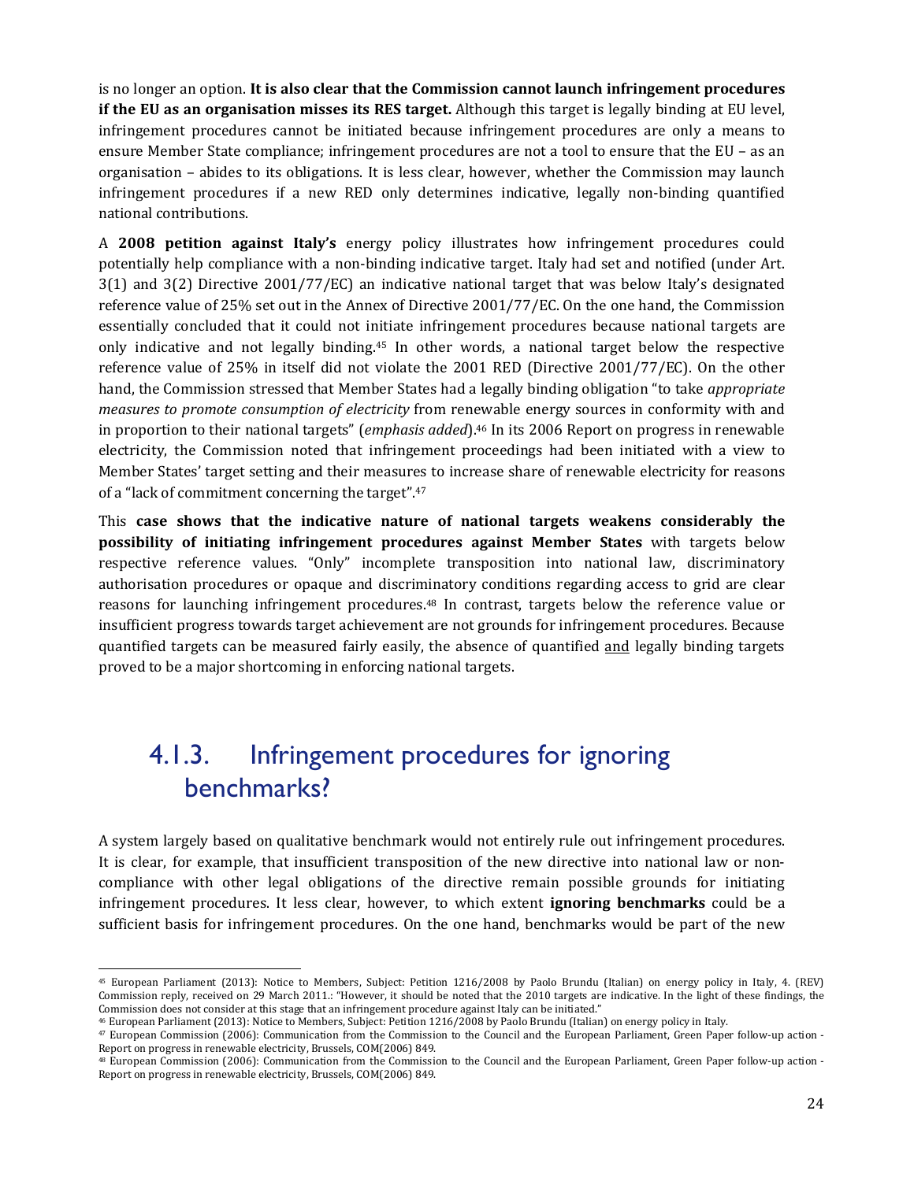is no longer an option. **It is also clear that the Commission cannot launch infringement procedures if the EU as an organisation misses its RES target.** Although this target is legally binding at EU level, infringement procedures cannot be initiated because infringement procedures are only a means to ensure Member State compliance; infringement procedures are not a tool to ensure that the EU – as an organisation – abides to its obligations. It is less clear, however, whether the Commission may launch infringement procedures if a new RED only determines indicative, legally non-binding quantified national contributions.

A **2008 petition against Italy's** energy policy illustrates how infringement procedures could potentially help compliance with a non-binding indicative target. Italy had set and notified (under Art. 3(1) and 3(2) Directive 2001/77/EC) an indicative national target that was below Italy's designated reference value of 25% set out in the Annex of Directive 2001/77/EC. On the one hand, the Commission essentially concluded that it could not initiate infringement procedures because national targets are only indicative and not legally binding.[45] In other words, a national target below the respective reference value of 25% in itself did not violate the 2001 RED (Directive 2001/77/EC). On the other hand, the Commission stressed that Member States had a legally binding obligation "to take *appropriate measures to promote consumption of electricity* from renewable energy sources in conformity with and in proportion to their national targets" (*emphasis added*).[46] In its 2006 Report on progress in renewable electricity, the Commission noted that infringement proceedings had been initiated with a view to Member States' target setting and their measures to increase share of renewable electricity for reasons of a "lack of commitment concerning the target".[47]

This **case shows that the indicative nature of national targets weakens considerably the possibility of initiating infringement procedures against Member States** with targets below respective reference values. "Only" incomplete transposition into national law, discriminatory authorisation procedures or opaque and discriminatory conditions regarding access to grid are clear reasons for launching infringement procedures.[48] In contrast, targets below the reference value or insufficient progress towards target achievement are not grounds for infringement procedures. Because quantified targets can be measured fairly easily, the absence of quantified <u>and</u> legally binding targets proved to be a major shortcoming in enforcing national targets.

### 4.1.3. Infringement procedures for ignoring benchmarks?

A system largely based on qualitative benchmark would not entirely rule out infringement procedures. It is clear, for example, that insufficient transposition of the new directive into national law or non-compliance with other legal obligations of the directive remain possible grounds for initiating infringement procedures. It less clear, however, to which extent **ignoring benchmarks** could be a sufficient basis for infringement procedures. On the one hand, benchmarks would be part of the new

---

[45] European Parliament (2013): Notice to Members, Subject: Petition 1216/2008 by Paolo Brundu (Italian) on energy policy in Italy, 4. (REV) Commission reply, received on 29 March 2011.: "However, it should be noted that the 2010 targets are indicative. In the light of these findings, the Commission does not consider at this stage that an infringement procedure against Italy can be initiated."

[46] European Parliament (2013): Notice to Members, Subject: Petition 1216/2008 by Paolo Brundu (Italian) on energy policy in Italy.

[47] European Commission (2006): Communication from the Commission to the Council and the European Parliament, Green Paper follow-up action - Report on progress in renewable electricity, Brussels, COM(2006) 849.

[48] European Commission (2006): Communication from the Commission to the Council and the European Parliament, Green Paper follow-up action - Report on progress in renewable electricity, Brussels, COM(2006) 849.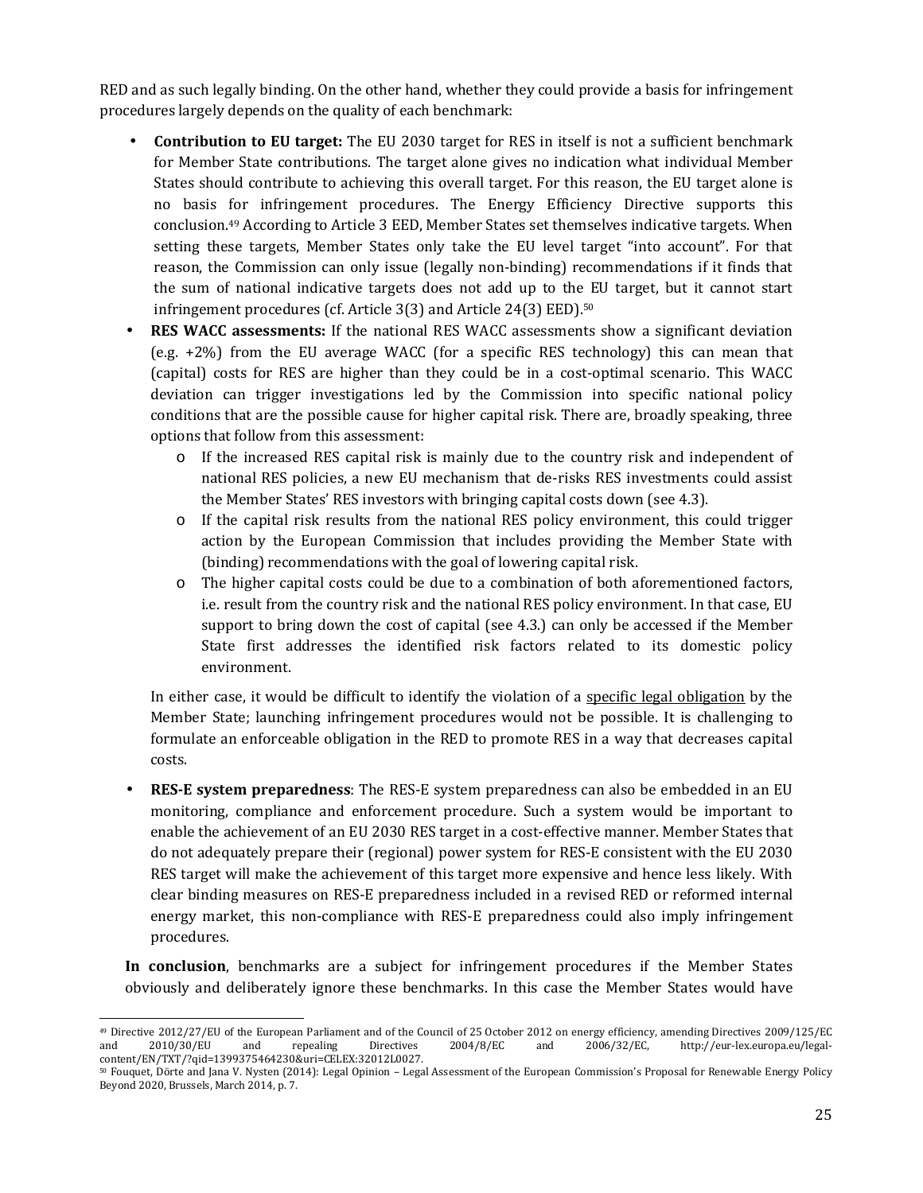RED and as such legally binding. On the other hand, whether they could provide a basis for infringement procedures largely depends on the quality of each benchmark:

- **Contribution to EU target:** The EU 2030 target for RES in itself is not a sufficient benchmark for Member State contributions. The target alone gives no indication what individual Member States should contribute to achieving this overall target. For this reason, the EU target alone is no basis for infringement procedures. The Energy Efficiency Directive supports this conclusion.[49] According to Article 3 EED, Member States set themselves indicative targets. When setting these targets, Member States only take the EU level target "into account". For that reason, the Commission can only issue (legally non-binding) recommendations if it finds that the sum of national indicative targets does not add up to the EU target, but it cannot start infringement procedures (cf. Article 3(3) and Article 24(3) EED).[50]
- **RES WACC assessments:** If the national RES WACC assessments show a significant deviation (e.g. +2%) from the EU average WACC (for a specific RES technology) this can mean that (capital) costs for RES are higher than they could be in a cost-optimal scenario. This WACC deviation can trigger investigations led by the Commission into specific national policy conditions that are the possible cause for higher capital risk. There are, broadly speaking, three options that follow from this assessment:
    - If the increased RES capital risk is mainly due to the country risk and independent of national RES policies, a new EU mechanism that de-risks RES investments could assist the Member States' RES investors with bringing capital costs down (see 4.3).
    - If the capital risk results from the national RES policy environment, this could trigger action by the European Commission that includes providing the Member State with (binding) recommendations with the goal of lowering capital risk.
    - The higher capital costs could be due to a combination of both aforementioned factors, i.e. result from the country risk and the national RES policy environment. In that case, EU support to bring down the cost of capital (see 4.3.) can only be accessed if the Member State first addresses the identified risk factors related to its domestic policy environment.

  In either case, it would be difficult to identify the violation of a <u>specific legal obligation</u> by the Member State; launching infringement procedures would not be possible. It is challenging to formulate an enforceable obligation in the RED to promote RES in a way that decreases capital costs.

- **RES-E system preparedness**: The RES-E system preparedness can also be embedded in an EU monitoring, compliance and enforcement procedure. Such a system would be important to enable the achievement of an EU 2030 RES target in a cost-effective manner. Member States that do not adequately prepare their (regional) power system for RES-E consistent with the EU 2030 RES target will make the achievement of this target more expensive and hence less likely. With clear binding measures on RES-E preparedness included in a revised RED or reformed internal energy market, this non-compliance with RES-E preparedness could also imply infringement procedures.

**In conclusion**, benchmarks are a subject for infringement procedures if the Member States obviously and deliberately ignore these benchmarks. In this case the Member States would have

---

[49] Directive 2012/27/EU of the European Parliament and of the Council of 25 October 2012 on energy efficiency, amending Directives 2009/125/EC and 2010/30/EU and repealing Directives 2004/8/EC and 2006/32/EC, http://eur-lex.europa.eu/legal-content/EN/TXT/?qid=1399375464230&uri=CELEX:32012L0027.

[50] Fouquet, Dörte and Jana V. Nysten (2014): Legal Opinion – Legal Assessment of the European Commission's Proposal for Renewable Energy Policy Beyond 2020, Brussels, March 2014, p. 7.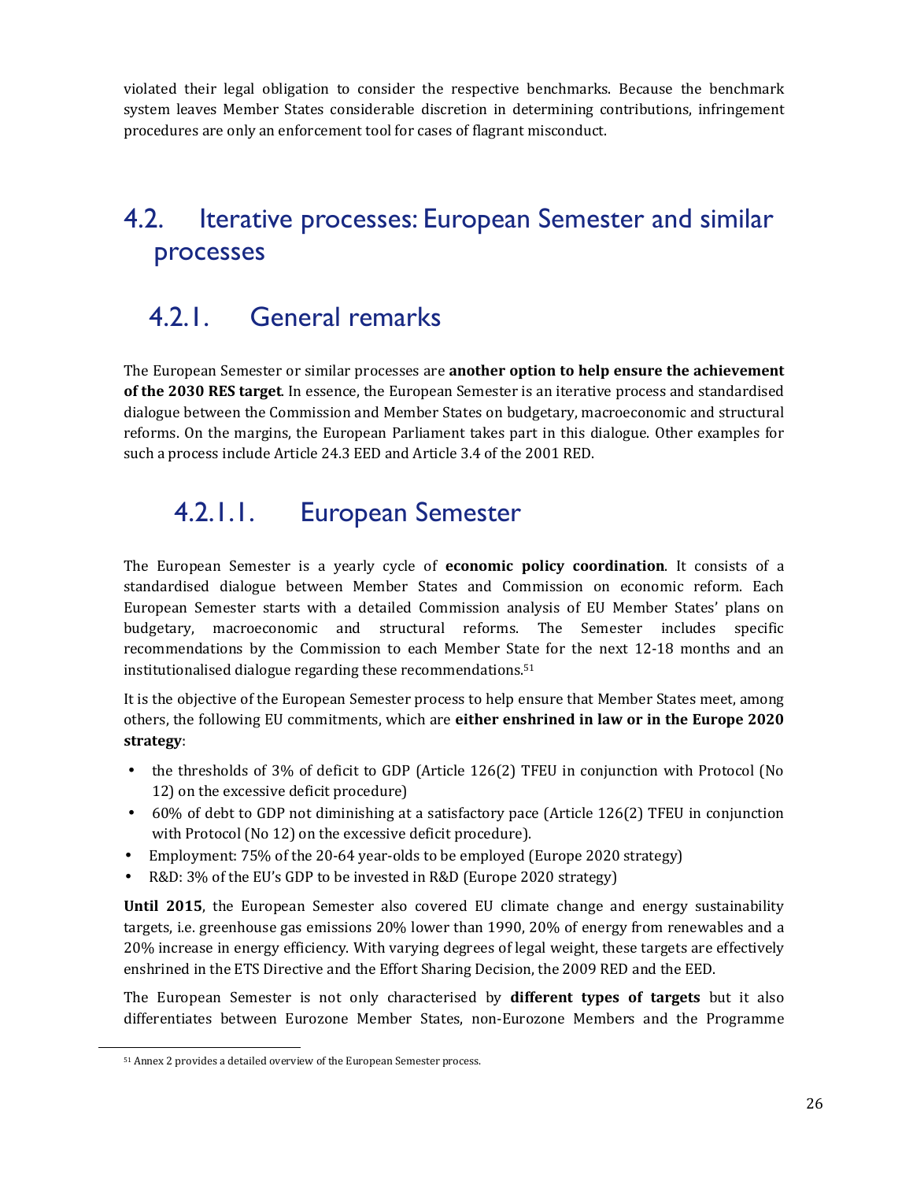violated their legal obligation to consider the respective benchmarks. Because the benchmark system leaves Member States considerable discretion in determining contributions, infringement procedures are only an enforcement tool for cases of flagrant misconduct.

## 4.2. Iterative processes: European Semester and similar processes

### 4.2.1. General remarks

The European Semester or similar processes are **another option to help ensure the achievement of the 2030 RES target**. In essence, the European Semester is an iterative process and standardised dialogue between the Commission and Member States on budgetary, macroeconomic and structural reforms. On the margins, the European Parliament takes part in this dialogue. Other examples for such a process include Article 24.3 EED and Article 3.4 of the 2001 RED.

#### 4.2.1.1. European Semester

The European Semester is a yearly cycle of **economic policy coordination**. It consists of a standardised dialogue between Member States and Commission on economic reform. Each European Semester starts with a detailed Commission analysis of EU Member States' plans on budgetary, macroeconomic and structural reforms. The Semester includes specific recommendations by the Commission to each Member State for the next 12-18 months and an institutionalised dialogue regarding these recommendations.[51]

It is the objective of the European Semester process to help ensure that Member States meet, among others, the following EU commitments, which are **either enshrined in law or in the Europe 2020 strategy**:

- the thresholds of 3% of deficit to GDP (Article 126(2) TFEU in conjunction with Protocol (No 12) on the excessive deficit procedure)
- 60% of debt to GDP not diminishing at a satisfactory pace (Article 126(2) TFEU in conjunction with Protocol (No 12) on the excessive deficit procedure).
- Employment: 75% of the 20-64 year-olds to be employed (Europe 2020 strategy)
- R&D: 3% of the EU's GDP to be invested in R&D (Europe 2020 strategy)

**Until 2015**, the European Semester also covered EU climate change and energy sustainability targets, i.e. greenhouse gas emissions 20% lower than 1990, 20% of energy from renewables and a 20% increase in energy efficiency. With varying degrees of legal weight, these targets are effectively enshrined in the ETS Directive and the Effort Sharing Decision, the 2009 RED and the EED.

The European Semester is not only characterised by **different types of targets** but it also differentiates between Eurozone Member States, non-Eurozone Members and the Programme

[51] Annex 2 provides a detailed overview of the European Semester process.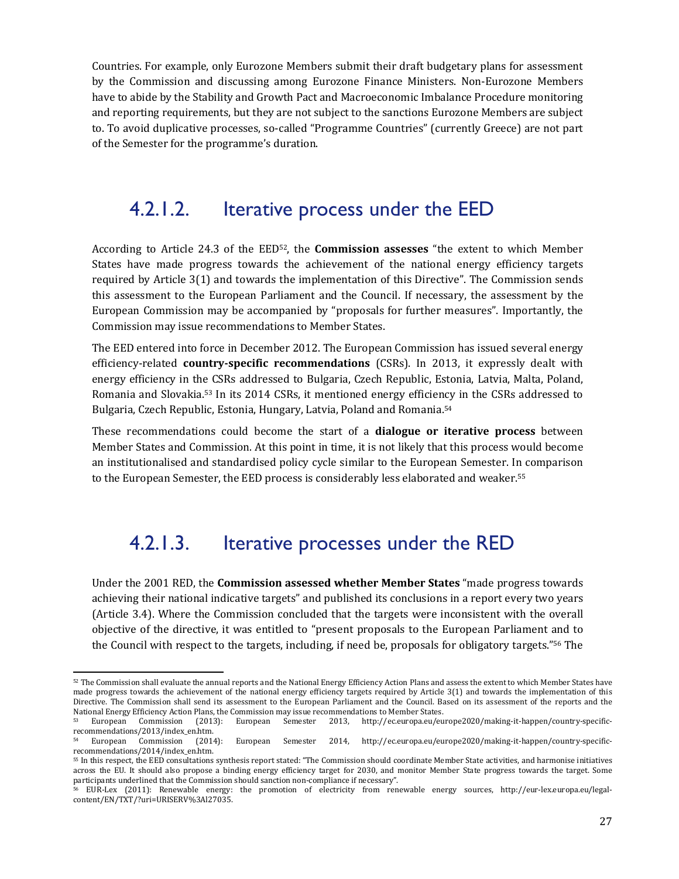Countries. For example, only Eurozone Members submit their draft budgetary plans for assessment by the Commission and discussing among Eurozone Finance Ministers. Non-Eurozone Members have to abide by the Stability and Growth Pact and Macroeconomic Imbalance Procedure monitoring and reporting requirements, but they are not subject to the sanctions Eurozone Members are subject to. To avoid duplicative processes, so-called "Programme Countries" (currently Greece) are not part of the Semester for the programme's duration.

### 4.2.1.2. Iterative process under the EED

According to Article 24.3 of the EED[52], the **Commission assesses** "the extent to which Member States have made progress towards the achievement of the national energy efficiency targets required by Article 3(1) and towards the implementation of this Directive". The Commission sends this assessment to the European Parliament and the Council. If necessary, the assessment by the European Commission may be accompanied by "proposals for further measures". Importantly, the Commission may issue recommendations to Member States.

The EED entered into force in December 2012. The European Commission has issued several energy efficiency-related **country-specific recommendations** (CSRs). In 2013, it expressly dealt with energy efficiency in the CSRs addressed to Bulgaria, Czech Republic, Estonia, Latvia, Malta, Poland, Romania and Slovakia.[53] In its 2014 CSRs, it mentioned energy efficiency in the CSRs addressed to Bulgaria, Czech Republic, Estonia, Hungary, Latvia, Poland and Romania.[54]

These recommendations could become the start of a **dialogue or iterative process** between Member States and Commission. At this point in time, it is not likely that this process would become an institutionalised and standardised policy cycle similar to the European Semester. In comparison to the European Semester, the EED process is considerably less elaborated and weaker.[55]

### 4.2.1.3. Iterative processes under the RED

Under the 2001 RED, the **Commission assessed whether Member States** "made progress towards achieving their national indicative targets" and published its conclusions in a report every two years (Article 3.4). Where the Commission concluded that the targets were inconsistent with the overall objective of the directive, it was entitled to "present proposals to the European Parliament and to the Council with respect to the targets, including, if need be, proposals for obligatory targets."[56] The

---

[52] The Commission shall evaluate the annual reports and the National Energy Efficiency Action Plans and assess the extent to which Member States have made progress towards the achievement of the national energy efficiency targets required by Article 3(1) and towards the implementation of this Directive. The Commission shall send its assessment to the European Parliament and the Council. Based on its assessment of the reports and the National Energy Efficiency Action Plans, the Commission may issue recommendations to Member States.

[53] European Commission (2013): European Semester 2013, http://ec.europa.eu/europe2020/making-it-happen/country-specific-recommendations/2013/index_en.htm.

[54] European Commission (2014): European Semester 2014, http://ec.europa.eu/europe2020/making-it-happen/country-specific-recommendations/2014/index_en.htm.

[55] In this respect, the EED consultations synthesis report stated: "The Commission should coordinate Member State activities, and harmonise initiatives across the EU. It should also propose a binding energy efficiency target for 2030, and monitor Member State progress towards the target. Some participants underlined that the Commission should sanction non-compliance if necessary".

[56] EUR-Lex (2011): Renewable energy: the promotion of electricity from renewable energy sources, http://eur-lex.europa.eu/legal-content/EN/TXT/?uri=URISERV%3Al27035.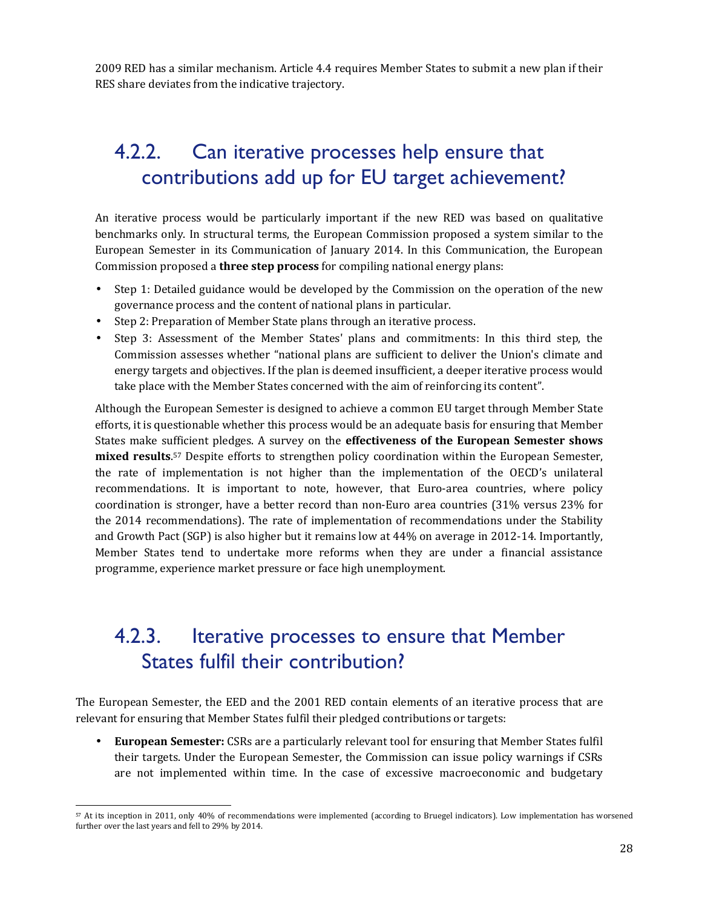2009 RED has a similar mechanism. Article 4.4 requires Member States to submit a new plan if their RES share deviates from the indicative trajectory.

### 4.2.2. Can iterative processes help ensure that contributions add up for EU target achievement?

An iterative process would be particularly important if the new RED was based on qualitative benchmarks only. In structural terms, the European Commission proposed a system similar to the European Semester in its Communication of January 2014. In this Communication, the European Commission proposed a **three step process** for compiling national energy plans:

- Step 1: Detailed guidance would be developed by the Commission on the operation of the new governance process and the content of national plans in particular.
- Step 2: Preparation of Member State plans through an iterative process.
- Step 3: Assessment of the Member States' plans and commitments: In this third step, the Commission assesses whether "national plans are sufficient to deliver the Union's climate and energy targets and objectives. If the plan is deemed insufficient, a deeper iterative process would take place with the Member States concerned with the aim of reinforcing its content".

Although the European Semester is designed to achieve a common EU target through Member State efforts, it is questionable whether this process would be an adequate basis for ensuring that Member States make sufficient pledges. A survey on the **effectiveness of the European Semester shows mixed results**.[57] Despite efforts to strengthen policy coordination within the European Semester, the rate of implementation is not higher than the implementation of the OECD's unilateral recommendations. It is important to note, however, that Euro-area countries, where policy coordination is stronger, have a better record than non-Euro area countries (31% versus 23% for the 2014 recommendations). The rate of implementation of recommendations under the Stability and Growth Pact (SGP) is also higher but it remains low at 44% on average in 2012-14. Importantly, Member States tend to undertake more reforms when they are under a financial assistance programme, experience market pressure or face high unemployment.

### 4.2.3. Iterative processes to ensure that Member States fulfil their contribution?

The European Semester, the EED and the 2001 RED contain elements of an iterative process that are relevant for ensuring that Member States fulfil their pledged contributions or targets:

- **European Semester:** CSRs are a particularly relevant tool for ensuring that Member States fulfil their targets. Under the European Semester, the Commission can issue policy warnings if CSRs are not implemented within time. In the case of excessive macroeconomic and budgetary

[57] At its inception in 2011, only 40% of recommendations were implemented (according to Bruegel indicators). Low implementation has worsened further over the last years and fell to 29% by 2014.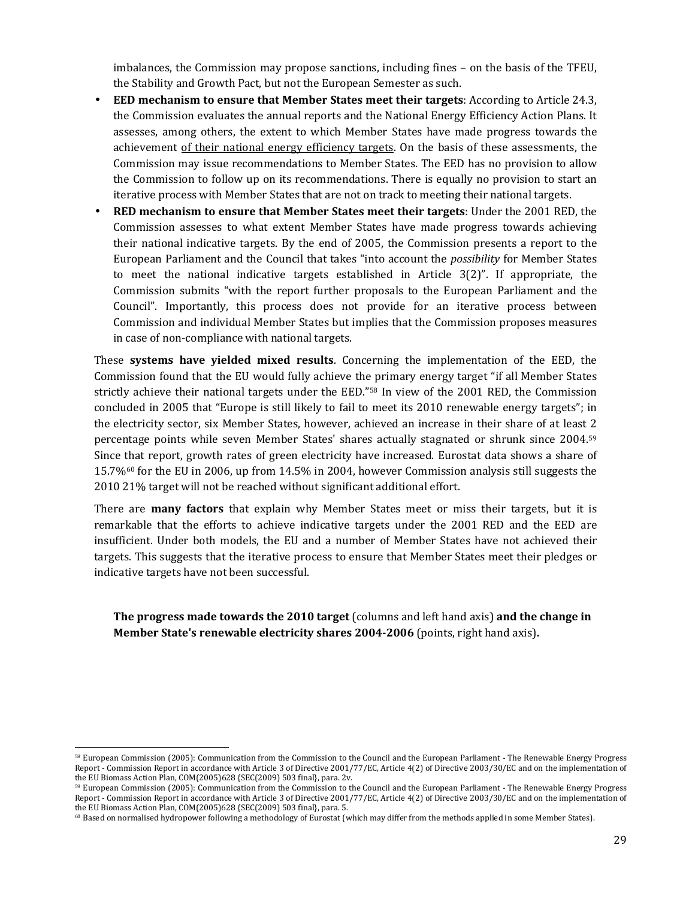imbalances, the Commission may propose sanctions, including fines – on the basis of the TFEU, the Stability and Growth Pact, but not the European Semester as such.

- **EED mechanism to ensure that Member States meet their targets**: According to Article 24.3, the Commission evaluates the annual reports and the National Energy Efficiency Action Plans. It assesses, among others, the extent to which Member States have made progress towards the achievement <u>of their national energy efficiency targets</u>. On the basis of these assessments, the Commission may issue recommendations to Member States. The EED has no provision to allow the Commission to follow up on its recommendations. There is equally no provision to start an iterative process with Member States that are not on track to meeting their national targets.
- **RED mechanism to ensure that Member States meet their targets**: Under the 2001 RED, the Commission assesses to what extent Member States have made progress towards achieving their national indicative targets. By the end of 2005, the Commission presents a report to the European Parliament and the Council that takes "into account the *possibility* for Member States to meet the national indicative targets established in Article 3(2)". If appropriate, the Commission submits "with the report further proposals to the European Parliament and the Council". Importantly, this process does not provide for an iterative process between Commission and individual Member States but implies that the Commission proposes measures in case of non-compliance with national targets.

These **systems have yielded mixed results**. Concerning the implementation of the EED, the Commission found that the EU would fully achieve the primary energy target "if all Member States strictly achieve their national targets under the EED."[58] In view of the 2001 RED, the Commission concluded in 2005 that "Europe is still likely to fail to meet its 2010 renewable energy targets"; in the electricity sector, six Member States, however, achieved an increase in their share of at least 2 percentage points while seven Member States' shares actually stagnated or shrunk since 2004.[59] Since that report, growth rates of green electricity have increased. Eurostat data shows a share of 15.7%[60] for the EU in 2006, up from 14.5% in 2004, however Commission analysis still suggests the 2010 21% target will not be reached without significant additional effort.

There are **many factors** that explain why Member States meet or miss their targets, but it is remarkable that the efforts to achieve indicative targets under the 2001 RED and the EED are insufficient. Under both models, the EU and a number of Member States have not achieved their targets. This suggests that the iterative process to ensure that Member States meet their pledges or indicative targets have not been successful.

**The progress made towards the 2010 target** (columns and left hand axis) **and the change in Member State's renewable electricity shares 2004-2006** (points, right hand axis)**.**

---

[58] European Commission (2005): Communication from the Commission to the Council and the European Parliament - The Renewable Energy Progress Report - Commission Report in accordance with Article 3 of Directive 2001/77/EC, Article 4(2) of Directive 2003/30/EC and on the implementation of the EU Biomass Action Plan, COM(2005)628 {SEC(2009) 503 final}, para. 2v.

[59] European Commission (2005): Communication from the Commission to the Council and the European Parliament - The Renewable Energy Progress Report - Commission Report in accordance with Article 3 of Directive 2001/77/EC, Article 4(2) of Directive 2003/30/EC and on the implementation of the EU Biomass Action Plan, COM(2005)628 {SEC(2009) 503 final}, para. 5.

[60] Based on normalised hydropower following a methodology of Eurostat (which may differ from the methods applied in some Member States).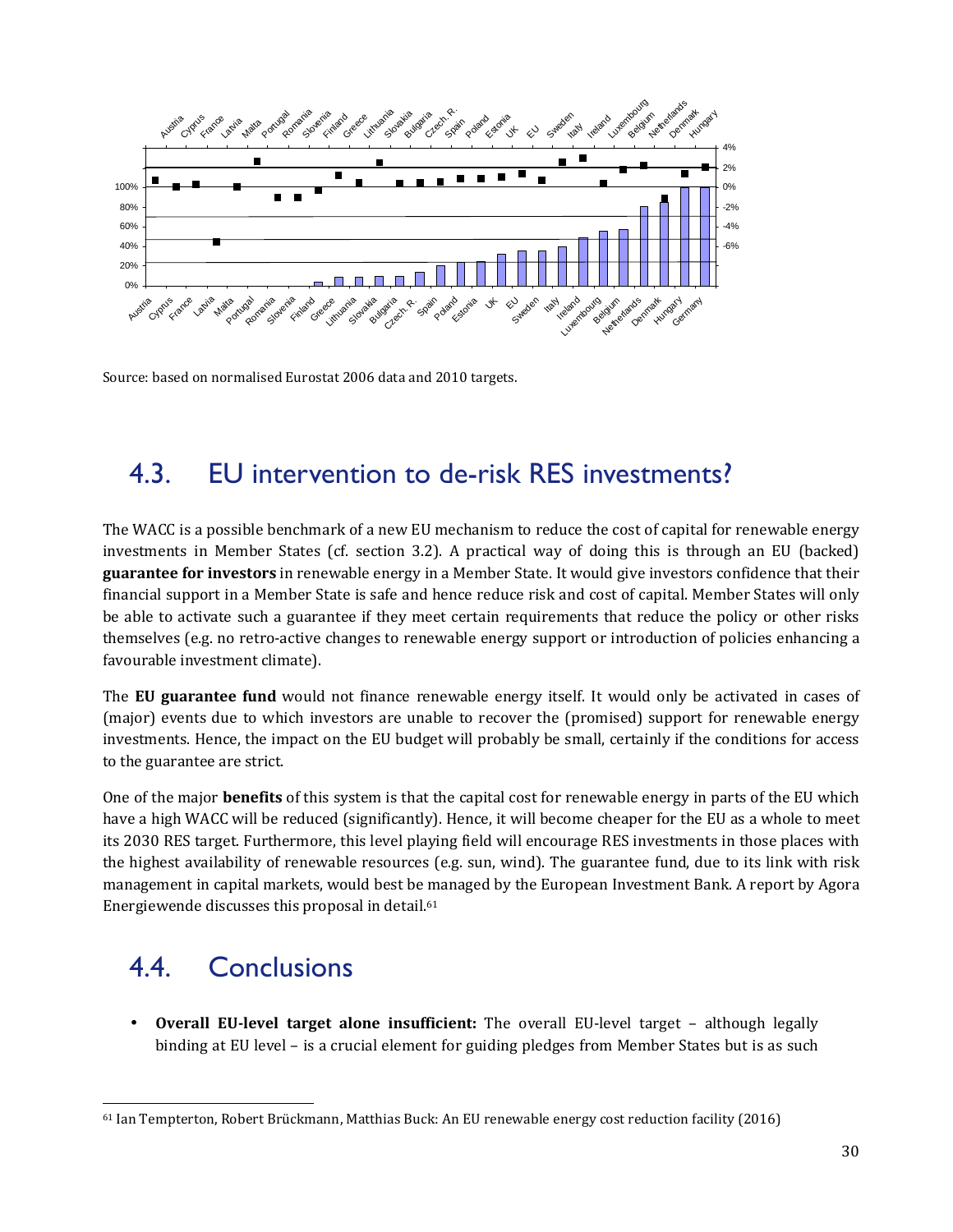Source: based on normalised Eurostat 2006 data and 2010 targets.

## 4.3. EU intervention to de-risk RES investments?

The WACC is a possible benchmark of a new EU mechanism to reduce the cost of capital for renewable energy investments in Member States (cf. section 3.2). A practical way of doing this is through an EU (backed) **guarantee for investors** in renewable energy in a Member State. It would give investors confidence that their financial support in a Member State is safe and hence reduce risk and cost of capital. Member States will only be able to activate such a guarantee if they meet certain requirements that reduce the policy or other risks themselves (e.g. no retro-active changes to renewable energy support or introduction of policies enhancing a favourable investment climate).

The **EU guarantee fund** would not finance renewable energy itself. It would only be activated in cases of (major) events due to which investors are unable to recover the (promised) support for renewable energy investments. Hence, the impact on the EU budget will probably be small, certainly if the conditions for access to the guarantee are strict.

One of the major **benefits** of this system is that the capital cost for renewable energy in parts of the EU which have a high WACC will be reduced (significantly). Hence, it will become cheaper for the EU as a whole to meet its 2030 RES target. Furthermore, this level playing field will encourage RES investments in those places with the highest availability of renewable resources (e.g. sun, wind). The guarantee fund, due to its link with risk management in capital markets, would best be managed by the European Investment Bank. A report by Agora Energiewende discusses this proposal in detail.[61]

## 4.4. Conclusions

- **Overall EU-level target alone insufficient:** The overall EU-level target – although legally binding at EU level – is a crucial element for guiding pledges from Member States but is as such

[61] Ian Tempterton, Robert Brückmann, Matthias Buck: An EU renewable energy cost reduction facility (2016)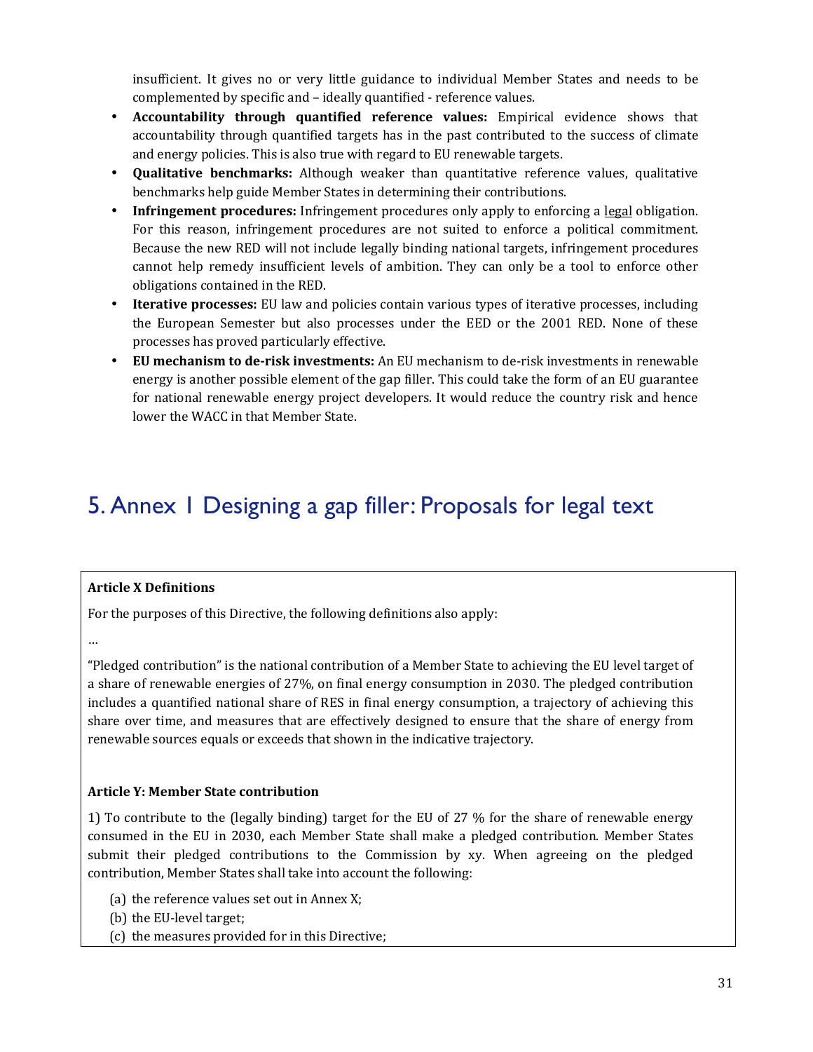insufficient. It gives no or very little guidance to individual Member States and needs to be complemented by specific and – ideally quantified - reference values.

- **Accountability through quantified reference values:** Empirical evidence shows that accountability through quantified targets has in the past contributed to the success of climate and energy policies. This is also true with regard to EU renewable targets.
- **Qualitative benchmarks:** Although weaker than quantitative reference values, qualitative benchmarks help guide Member States in determining their contributions.
- **Infringement procedures:** Infringement procedures only apply to enforcing a legal obligation. For this reason, infringement procedures are not suited to enforce a political commitment. Because the new RED will not include legally binding national targets, infringement procedures cannot help remedy insufficient levels of ambition. They can only be a tool to enforce other obligations contained in the RED.
- **Iterative processes:** EU law and policies contain various types of iterative processes, including the European Semester but also processes under the EED or the 2001 RED. None of these processes has proved particularly effective.
- **EU mechanism to de-risk investments:** An EU mechanism to de-risk investments in renewable energy is another possible element of the gap filler. This could take the form of an EU guarantee for national renewable energy project developers. It would reduce the country risk and hence lower the WACC in that Member State.

# 5. Annex 1 Designing a gap filler: Proposals for legal text

**Article X Definitions**

For the purposes of this Directive, the following definitions also apply:

…

"Pledged contribution" is the national contribution of a Member State to achieving the EU level target of a share of renewable energies of 27%, on final energy consumption in 2030. The pledged contribution includes a quantified national share of RES in final energy consumption, a trajectory of achieving this share over time, and measures that are effectively designed to ensure that the share of energy from renewable sources equals or exceeds that shown in the indicative trajectory.

**Article Y: Member State contribution**

1) To contribute to the (legally binding) target for the EU of 27 % for the share of renewable energy consumed in the EU in 2030, each Member State shall make a pledged contribution. Member States submit their pledged contributions to the Commission by xy. When agreeing on the pledged contribution, Member States shall take into account the following:

(a) the reference values set out in Annex X;
(b) the EU-level target;
(c) the measures provided for in this Directive;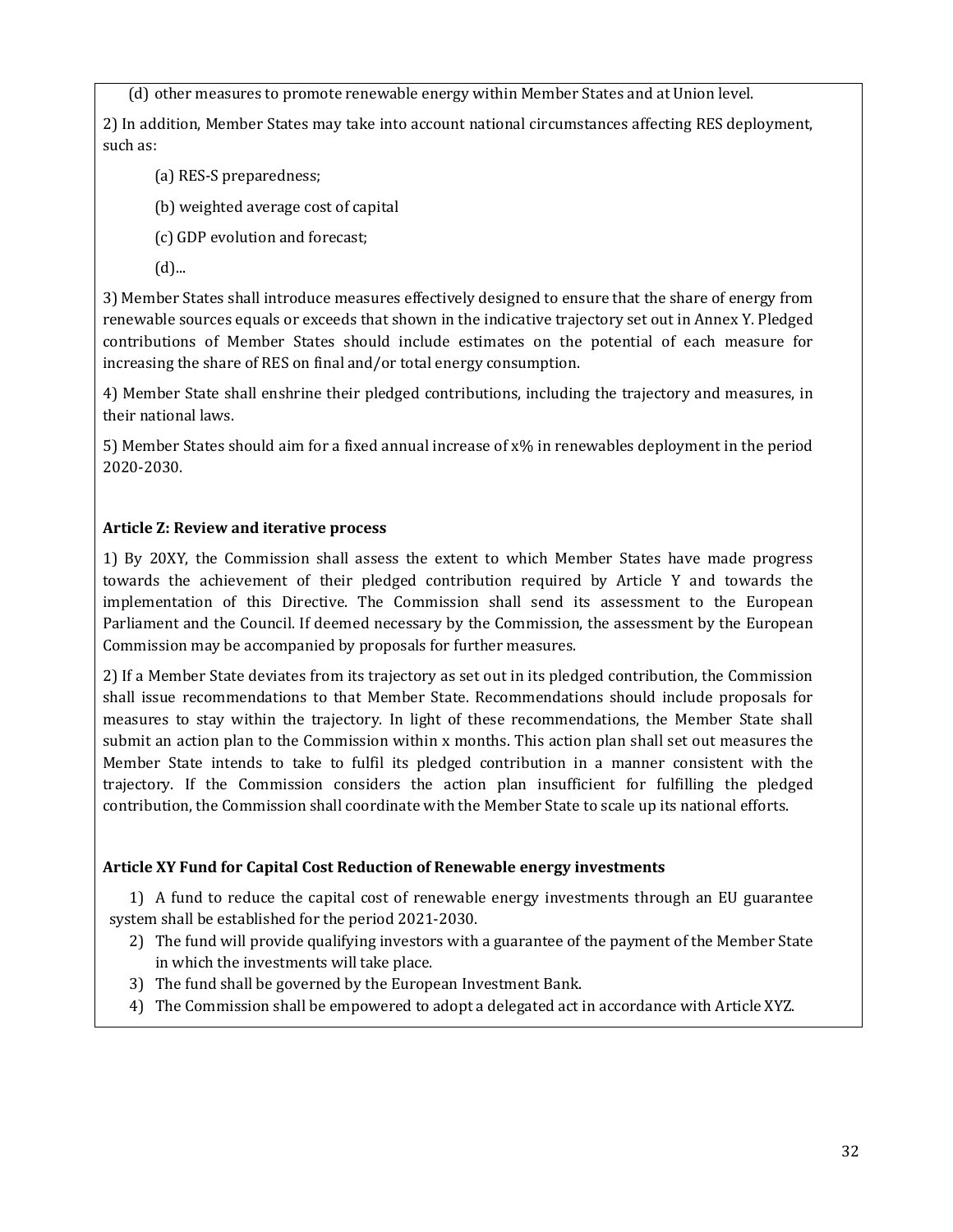(d) other measures to promote renewable energy within Member States and at Union level.

2) In addition, Member States may take into account national circumstances affecting RES deployment, such as:

(a) RES-S preparedness;

(b) weighted average cost of capital

(c) GDP evolution and forecast;

(d)...

3) Member States shall introduce measures effectively designed to ensure that the share of energy from renewable sources equals or exceeds that shown in the indicative trajectory set out in Annex Y. Pledged contributions of Member States should include estimates on the potential of each measure for increasing the share of RES on final and/or total energy consumption.

4) Member State shall enshrine their pledged contributions, including the trajectory and measures, in their national laws.

5) Member States should aim for a fixed annual increase of x% in renewables deployment in the period 2020-2030.

**Article Z: Review and iterative process**

1) By 20XY, the Commission shall assess the extent to which Member States have made progress towards the achievement of their pledged contribution required by Article Y and towards the implementation of this Directive. The Commission shall send its assessment to the European Parliament and the Council. If deemed necessary by the Commission, the assessment by the European Commission may be accompanied by proposals for further measures.

2) If a Member State deviates from its trajectory as set out in its pledged contribution, the Commission shall issue recommendations to that Member State. Recommendations should include proposals for measures to stay within the trajectory. In light of these recommendations, the Member State shall submit an action plan to the Commission within x months. This action plan shall set out measures the Member State intends to take to fulfil its pledged contribution in a manner consistent with the trajectory. If the Commission considers the action plan insufficient for fulfilling the pledged contribution, the Commission shall coordinate with the Member State to scale up its national efforts.

**Article XY Fund for Capital Cost Reduction of Renewable energy investments**

1) A fund to reduce the capital cost of renewable energy investments through an EU guarantee system shall be established for the period 2021-2030.
2) The fund will provide qualifying investors with a guarantee of the payment of the Member State in which the investments will take place.
3) The fund shall be governed by the European Investment Bank.
4) The Commission shall be empowered to adopt a delegated act in accordance with Article XYZ.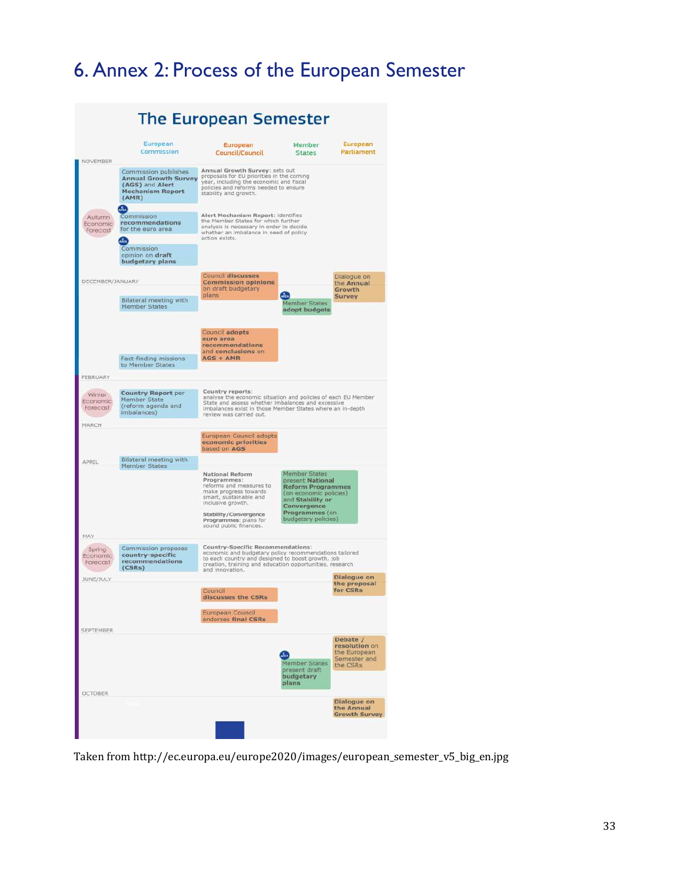# 6. Annex 2: Process of the European Semester

## The European Semester

| | European Commission | European Council/Council | Member States | European Parliament |
|---|---|---|---|---|
| **NOVEMBER** | | | | |
| Autumn Economic Forecast | Commission publishes **Annual Growth Survey (AGS)** and **Alert Mechanism Report (AMR)** | **Annual Growth Survey**: sets out proposals for EU priorities in the coming year, including the economic and fiscal policies and reforms needed to ensure stability and growth. | | |
| | Commission **recommendations** for the euro area | **Alert Mechanism Report**: identifies the Member States for which further analysis is necessary in order to decide whether an imbalance in need of policy action exists. | | |
| | Commission opinion on **draft budgetary plans** | | | |
| **DECEMBER/JANUARY** | | Council **discusses Commission opinions** on draft budgetary plans | Member States **adopt budgets** | Dialogue on the **Annual Growth Survey** |
| | Bilateral meeting with Member States | | | |
| | | Council **adopts euro area recommendations** and **conclusions** on **AGS + AMR** | | |
| | Fact-finding missions to Member States | | | |
| **FEBRUARY** | | | | |
| Winter Economic Forecast | **Country Report** per Member State (reform agenda and imbalances) | **Country reports**: analyse the economic situation and policies of each EU Member State and assess whether imbalances and excessive imbalances exist in those Member States where an in-depth review was carried out. | | |
| **MARCH** | | European Council adopts **economic priorities** based on **AGS** | | |
| **APRIL** | Bilateral meeting with Member States | | | |
| | | **National Reform Programmes**: reforms and measures to make progress towards smart, sustainable and inclusive growth. **Stability/Convergence Programmes**: plans for sound public finances. | Member States present **National Reform Programmes** (on economic policies) and **Stability or Convergence Programmes** (on budgetary policies) | |
| **MAY** | | | | |
| Spring Economic Forecast | Commission proposes **country-specific recommendations (CSRs)** | **Country-Specific Recommendations**: economic and budgetary policy recommendations tailored to each country and designed to boost growth, job creation, training and education opportunities, research and innovation. | | |
| **JUNE/JULY** | | Council **discusses the CSRs** | | **Dialogue on the proposal for CSRs** |
| | | European Council **endorses final CSRs** | | |
| **SEPTEMBER** | | | Member States present **draft budgetary plans** | **Debate / resolution** on the European Semester and the CSRs |
| **OCTOBER** | | | | **Dialogue on the Annual Growth Survey** |

Taken from http://ec.europa.eu/europe2020/images/european_semester_v5_big_en.jpg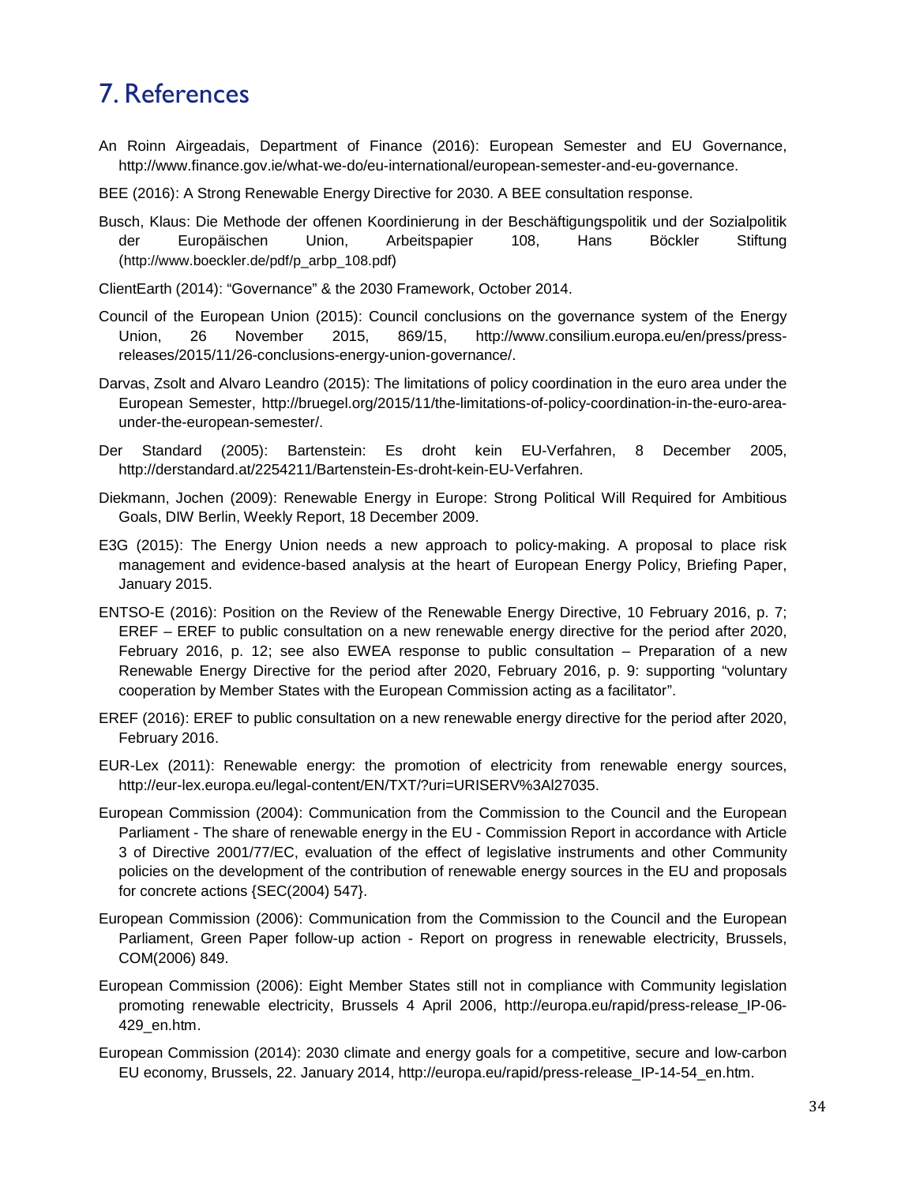# 7. References

An Roinn Airgeadais, Department of Finance (2016): European Semester and EU Governance, http://www.finance.gov.ie/what-we-do/eu-international/european-semester-and-eu-governance.

BEE (2016): A Strong Renewable Energy Directive for 2030. A BEE consultation response.

Busch, Klaus: Die Methode der offenen Koordinierung in der Beschäftigungspolitik und der Sozialpolitik der Europäischen Union, Arbeitspapier 108, Hans Böckler Stiftung (http://www.boeckler.de/pdf/p_arbp_108.pdf)

ClientEarth (2014): "Governance" & the 2030 Framework, October 2014.

Council of the European Union (2015): Council conclusions on the governance system of the Energy Union, 26 November 2015, 869/15, http://www.consilium.europa.eu/en/press/press-releases/2015/11/26-conclusions-energy-union-governance/.

Darvas, Zsolt and Alvaro Leandro (2015): The limitations of policy coordination in the euro area under the European Semester, http://bruegel.org/2015/11/the-limitations-of-policy-coordination-in-the-euro-area-under-the-european-semester/.

Der Standard (2005): Bartenstein: Es droht kein EU-Verfahren, 8 December 2005, http://derstandard.at/2254211/Bartenstein-Es-droht-kein-EU-Verfahren.

Diekmann, Jochen (2009): Renewable Energy in Europe: Strong Political Will Required for Ambitious Goals, DIW Berlin, Weekly Report, 18 December 2009.

E3G (2015): The Energy Union needs a new approach to policy-making. A proposal to place risk management and evidence-based analysis at the heart of European Energy Policy, Briefing Paper, January 2015.

ENTSO-E (2016): Position on the Review of the Renewable Energy Directive, 10 February 2016, p. 7; EREF – EREF to public consultation on a new renewable energy directive for the period after 2020, February 2016, p. 12; see also EWEA response to public consultation – Preparation of a new Renewable Energy Directive for the period after 2020, February 2016, p. 9: supporting "voluntary cooperation by Member States with the European Commission acting as a facilitator".

EREF (2016): EREF to public consultation on a new renewable energy directive for the period after 2020, February 2016.

EUR-Lex (2011): Renewable energy: the promotion of electricity from renewable energy sources, http://eur-lex.europa.eu/legal-content/EN/TXT/?uri=URISERV%3Al27035.

European Commission (2004): Communication from the Commission to the Council and the European Parliament - The share of renewable energy in the EU - Commission Report in accordance with Article 3 of Directive 2001/77/EC, evaluation of the effect of legislative instruments and other Community policies on the development of the contribution of renewable energy sources in the EU and proposals for concrete actions {SEC(2004) 547}.

European Commission (2006): Communication from the Commission to the Council and the European Parliament, Green Paper follow-up action - Report on progress in renewable electricity, Brussels, COM(2006) 849.

European Commission (2006): Eight Member States still not in compliance with Community legislation promoting renewable electricity, Brussels 4 April 2006, http://europa.eu/rapid/press-release_IP-06-429_en.htm.

European Commission (2014): 2030 climate and energy goals for a competitive, secure and low-carbon EU economy, Brussels, 22. January 2014, http://europa.eu/rapid/press-release_IP-14-54_en.htm.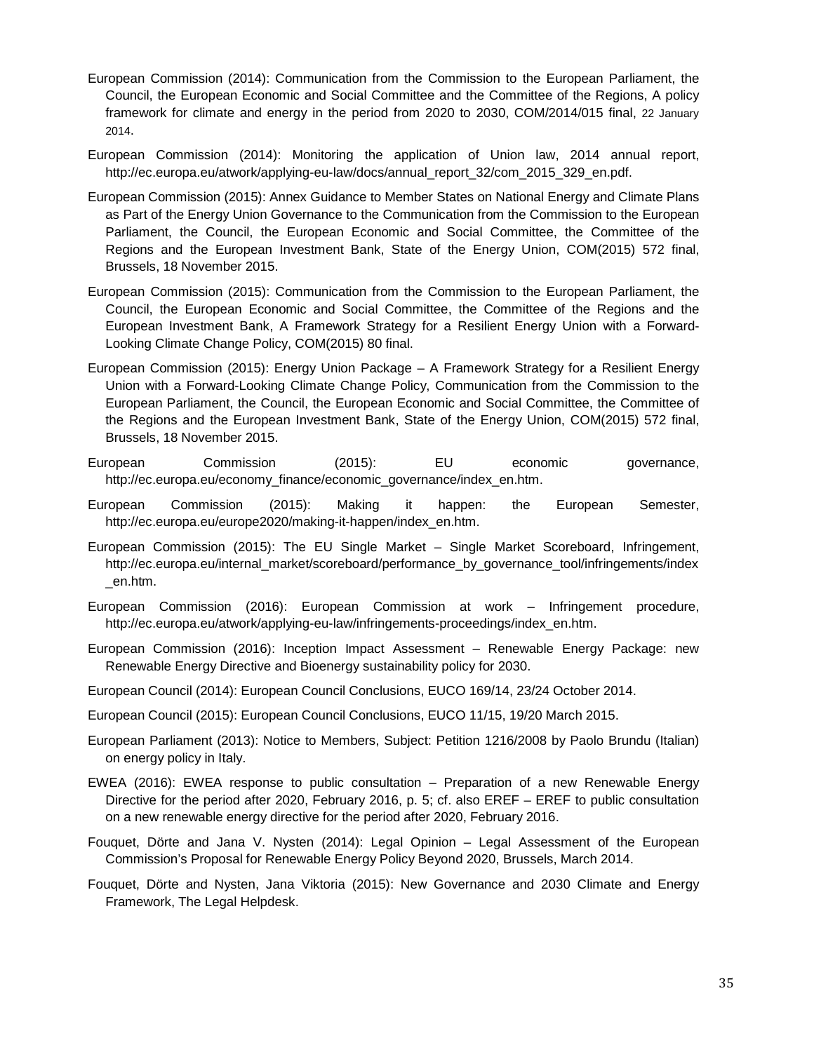European Commission (2014): Communication from the Commission to the European Parliament, the Council, the European Economic and Social Committee and the Committee of the Regions, A policy framework for climate and energy in the period from 2020 to 2030, COM/2014/015 final, 22 January 2014.

European Commission (2014): Monitoring the application of Union law, 2014 annual report, http://ec.europa.eu/atwork/applying-eu-law/docs/annual_report_32/com_2015_329_en.pdf.

European Commission (2015): Annex Guidance to Member States on National Energy and Climate Plans as Part of the Energy Union Governance to the Communication from the Commission to the European Parliament, the Council, the European Economic and Social Committee, the Committee of the Regions and the European Investment Bank, State of the Energy Union, COM(2015) 572 final, Brussels, 18 November 2015.

European Commission (2015): Communication from the Commission to the European Parliament, the Council, the European Economic and Social Committee, the Committee of the Regions and the European Investment Bank, A Framework Strategy for a Resilient Energy Union with a Forward-Looking Climate Change Policy, COM(2015) 80 final.

European Commission (2015): Energy Union Package – A Framework Strategy for a Resilient Energy Union with a Forward-Looking Climate Change Policy, Communication from the Commission to the European Parliament, the Council, the European Economic and Social Committee, the Committee of the Regions and the European Investment Bank, State of the Energy Union, COM(2015) 572 final, Brussels, 18 November 2015.

European Commission (2015): EU economic governance, http://ec.europa.eu/economy_finance/economic_governance/index_en.htm.

European Commission (2015): Making it happen: the European Semester, http://ec.europa.eu/europe2020/making-it-happen/index_en.htm.

European Commission (2015): The EU Single Market – Single Market Scoreboard, Infringement, http://ec.europa.eu/internal_market/scoreboard/performance_by_governance_tool/infringements/index_en.htm.

European Commission (2016): European Commission at work – Infringement procedure, http://ec.europa.eu/atwork/applying-eu-law/infringements-proceedings/index_en.htm.

European Commission (2016): Inception Impact Assessment – Renewable Energy Package: new Renewable Energy Directive and Bioenergy sustainability policy for 2030.

European Council (2014): European Council Conclusions, EUCO 169/14, 23/24 October 2014.

European Council (2015): European Council Conclusions, EUCO 11/15, 19/20 March 2015.

European Parliament (2013): Notice to Members, Subject: Petition 1216/2008 by Paolo Brundu (Italian) on energy policy in Italy.

EWEA (2016): EWEA response to public consultation – Preparation of a new Renewable Energy Directive for the period after 2020, February 2016, p. 5; cf. also EREF – EREF to public consultation on a new renewable energy directive for the period after 2020, February 2016.

Fouquet, Dörte and Jana V. Nysten (2014): Legal Opinion – Legal Assessment of the European Commission's Proposal for Renewable Energy Policy Beyond 2020, Brussels, March 2014.

Fouquet, Dörte and Nysten, Jana Viktoria (2015): New Governance and 2030 Climate and Energy Framework, The Legal Helpdesk.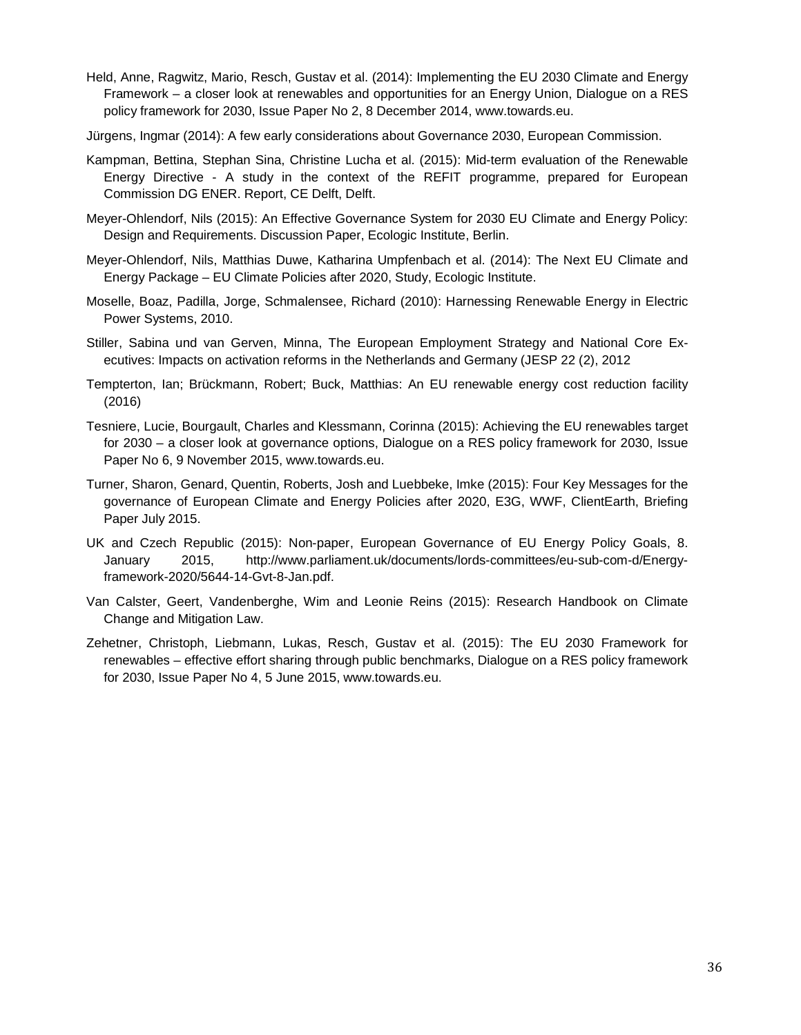Held, Anne, Ragwitz, Mario, Resch, Gustav et al. (2014): Implementing the EU 2030 Climate and Energy Framework – a closer look at renewables and opportunities for an Energy Union, Dialogue on a RES policy framework for 2030, Issue Paper No 2, 8 December 2014, www.towards.eu.

Jürgens, Ingmar (2014): A few early considerations about Governance 2030, European Commission.

Kampman, Bettina, Stephan Sina, Christine Lucha et al. (2015): Mid-term evaluation of the Renewable Energy Directive - A study in the context of the REFIT programme, prepared for European Commission DG ENER. Report, CE Delft, Delft.

Meyer-Ohlendorf, Nils (2015): An Effective Governance System for 2030 EU Climate and Energy Policy: Design and Requirements. Discussion Paper, Ecologic Institute, Berlin.

Meyer-Ohlendorf, Nils, Matthias Duwe, Katharina Umpfenbach et al. (2014): The Next EU Climate and Energy Package – EU Climate Policies after 2020, Study, Ecologic Institute.

Moselle, Boaz, Padilla, Jorge, Schmalensee, Richard (2010): Harnessing Renewable Energy in Electric Power Systems, 2010.

Stiller, Sabina und van Gerven, Minna, The European Employment Strategy and National Core Executives: Impacts on activation reforms in the Netherlands and Germany (JESP 22 (2), 2012

Tempterton, Ian; Brückmann, Robert; Buck, Matthias: An EU renewable energy cost reduction facility (2016)

Tesniere, Lucie, Bourgault, Charles and Klessmann, Corinna (2015): Achieving the EU renewables target for 2030 – a closer look at governance options, Dialogue on a RES policy framework for 2030, Issue Paper No 6, 9 November 2015, www.towards.eu.

Turner, Sharon, Genard, Quentin, Roberts, Josh and Luebbeke, Imke (2015): Four Key Messages for the governance of European Climate and Energy Policies after 2020, E3G, WWF, ClientEarth, Briefing Paper July 2015.

UK and Czech Republic (2015): Non-paper, European Governance of EU Energy Policy Goals, 8. January 2015, http://www.parliament.uk/documents/lords-committees/eu-sub-com-d/Energy-framework-2020/5644-14-Gvt-8-Jan.pdf.

Van Calster, Geert, Vandenberghe, Wim and Leonie Reins (2015): Research Handbook on Climate Change and Mitigation Law.

Zehetner, Christoph, Liebmann, Lukas, Resch, Gustav et al. (2015): The EU 2030 Framework for renewables – effective effort sharing through public benchmarks, Dialogue on a RES policy framework for 2030, Issue Paper No 4, 5 June 2015, www.towards.eu.